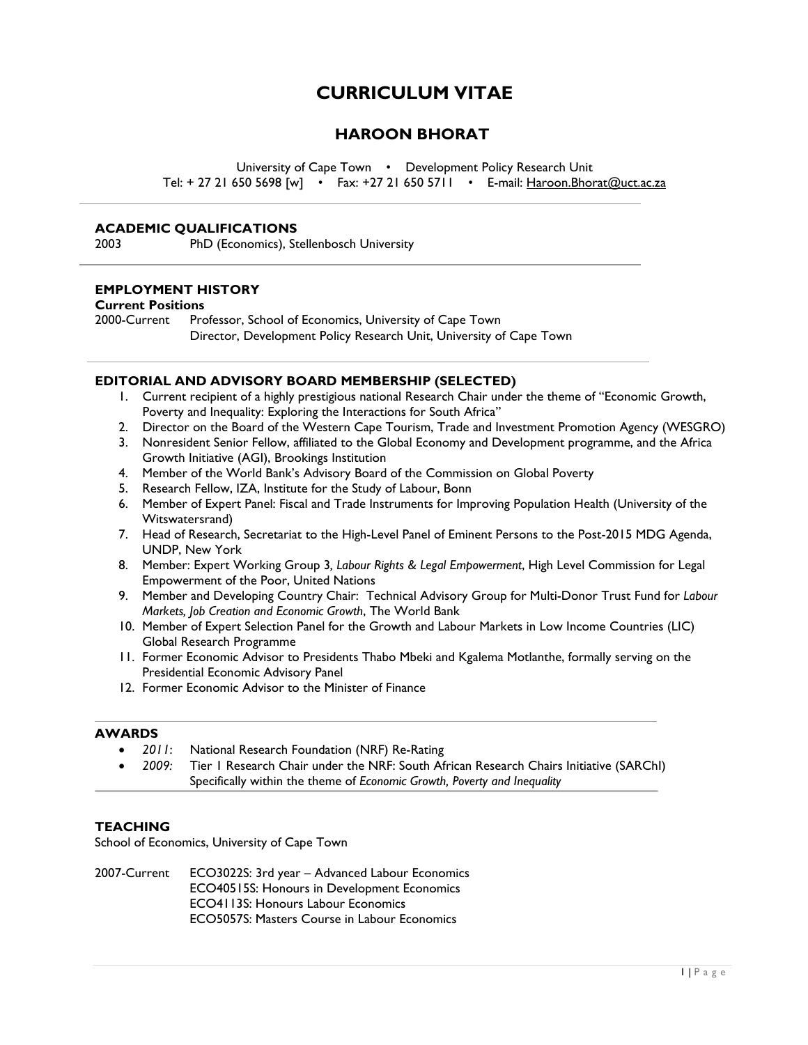# CURRICULUM VITAE

## HAROON BHORAT

University of Cape Town • Development Policy Research Unit
Tel: + 27 21 650 5698 [w] • Fax: +27 21 650 5711 • E-mail: Haroon.Bhorat@uct.ac.za

---

### ACADEMIC QUALIFICATIONS

2003 PhD (Economics), Stellenbosch University

---

### EMPLOYMENT HISTORY

**Current Positions**

2000-Current Professor, School of Economics, University of Cape Town
Director, Development Policy Research Unit, University of Cape Town

---

### EDITORIAL AND ADVISORY BOARD MEMBERSHIP (SELECTED)

1. Current recipient of a highly prestigious national Research Chair under the theme of "Economic Growth, Poverty and Inequality: Exploring the Interactions for South Africa"
2. Director on the Board of the Western Cape Tourism, Trade and Investment Promotion Agency (WESGRO)
3. Nonresident Senior Fellow, affiliated to the Global Economy and Development programme, and the Africa Growth Initiative (AGI), Brookings Institution
4. Member of the World Bank's Advisory Board of the Commission on Global Poverty
5. Research Fellow, IZA, Institute for the Study of Labour, Bonn
6. Member of Expert Panel: Fiscal and Trade Instruments for Improving Population Health (University of the Witswatersrand)
7. Head of Research, Secretariat to the High-Level Panel of Eminent Persons to the Post-2015 MDG Agenda, UNDP, New York
8. Member: Expert Working Group 3*, Labour Rights & Legal Empowerment*, High Level Commission for Legal Empowerment of the Poor, United Nations
9. Member and Developing Country Chair: Technical Advisory Group for Multi-Donor Trust Fund for *Labour Markets, Job Creation and Economic Growth*, The World Bank
10. Member of Expert Selection Panel for the Growth and Labour Markets in Low Income Countries (LIC) Global Research Programme
11. Former Economic Advisor to Presidents Thabo Mbeki and Kgalema Motlanthe, formally serving on the Presidential Economic Advisory Panel
12. Former Economic Advisor to the Minister of Finance

---

### AWARDS

- *2011*: National Research Foundation (NRF) Re-Rating
- *2009:* Tier 1 Research Chair under the NRF: South African Research Chairs Initiative (SARChI) Specifically within the theme of *Economic Growth, Poverty and Inequality*

---

### TEACHING

School of Economics, University of Cape Town

2007-Current ECO3022S: 3rd year – Advanced Labour Economics
ECO40515S: Honours in Development Economics
ECO4113S: Honours Labour Economics
ECO5057S: Masters Course in Labour Economics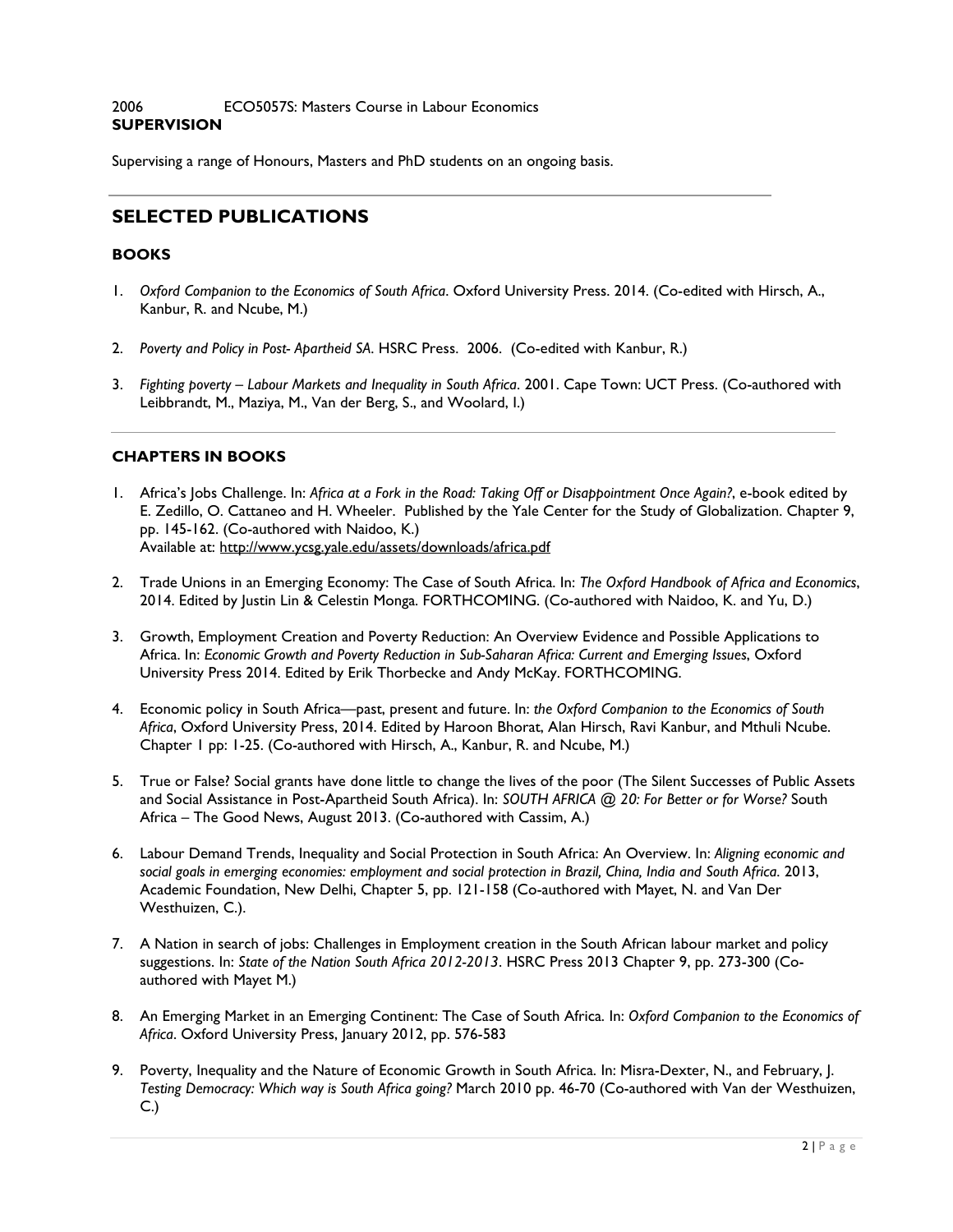2006 ECO5057S: Masters Course in Labour Economics

**SUPERVISION**

Supervising a range of Honours, Masters and PhD students on an ongoing basis.

---

## SELECTED PUBLICATIONS

### BOOKS

1. *Oxford Companion to the Economics of South Africa*. Oxford University Press. 2014. (Co-edited with Hirsch, A., Kanbur, R. and Ncube, M.)

2. *Poverty and Policy in Post- Apartheid SA*. HSRC Press. 2006. (Co-edited with Kanbur, R.)

3. *Fighting poverty – Labour Markets and Inequality in South Africa*. 2001. Cape Town: UCT Press. (Co-authored with Leibbrandt, M., Maziya, M., Van der Berg, S., and Woolard, I.)

---

### CHAPTERS IN BOOKS

1. Africa's Jobs Challenge. In: *Africa at a Fork in the Road: Taking Off or Disappointment Once Again?*, e-book edited by E. Zedillo, O. Cattaneo and H. Wheeler. Published by the Yale Center for the Study of Globalization. Chapter 9, pp. 145-162. (Co-authored with Naidoo, K.)
   Available at: http://www.ycsg.yale.edu/assets/downloads/africa.pdf

2. Trade Unions in an Emerging Economy: The Case of South Africa. In: *The Oxford Handbook of Africa and Economics*, 2014. Edited by Justin Lin & Celestin Monga. FORTHCOMING. (Co-authored with Naidoo, K. and Yu, D.)

3. Growth, Employment Creation and Poverty Reduction: An Overview Evidence and Possible Applications to Africa. In: *Economic Growth and Poverty Reduction in Sub-Saharan Africa: Current and Emerging Issues*, Oxford University Press 2014. Edited by Erik Thorbecke and Andy McKay. FORTHCOMING.

4. Economic policy in South Africa—past, present and future. In: *the Oxford Companion to the Economics of South Africa*, Oxford University Press, 2014. Edited by Haroon Bhorat, Alan Hirsch, Ravi Kanbur, and Mthuli Ncube. Chapter 1 pp: 1-25. (Co-authored with Hirsch, A., Kanbur, R. and Ncube, M.)

5. True or False? Social grants have done little to change the lives of the poor (The Silent Successes of Public Assets and Social Assistance in Post-Apartheid South Africa). In: *SOUTH AFRICA @ 20: For Better or for Worse?* South Africa – The Good News, August 2013. (Co-authored with Cassim, A.)

6. Labour Demand Trends, Inequality and Social Protection in South Africa: An Overview. In: *Aligning economic and social goals in emerging economies: employment and social protection in Brazil, China, India and South Africa*. 2013, Academic Foundation, New Delhi, Chapter 5, pp. 121-158 (Co-authored with Mayet, N. and Van Der Westhuizen, C.).

7. A Nation in search of jobs: Challenges in Employment creation in the South African labour market and policy suggestions. In: *State of the Nation South Africa 2012-2013*. HSRC Press 2013 Chapter 9, pp. 273-300 (Co-authored with Mayet M.)

8. An Emerging Market in an Emerging Continent: The Case of South Africa. In: *Oxford Companion to the Economics of Africa*. Oxford University Press, January 2012, pp. 576-583

9. Poverty, Inequality and the Nature of Economic Growth in South Africa. In: Misra-Dexter, N., and February, J. *Testing Democracy: Which way is South Africa going?* March 2010 pp. 46-70 (Co-authored with Van der Westhuizen, C.)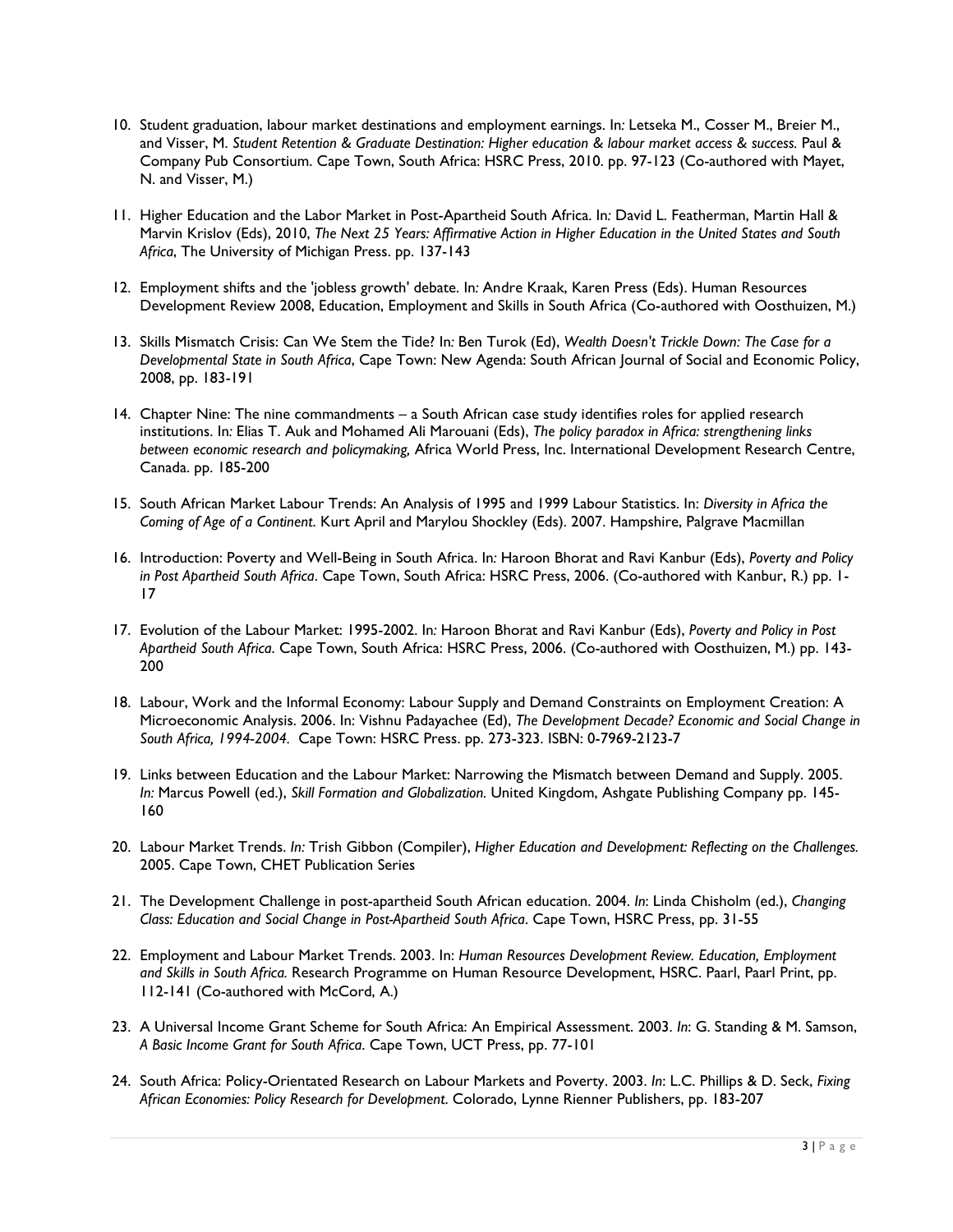10. Student graduation, labour market destinations and employment earnings. In*:* Letseka M., Cosser M., Breier M., and Visser, M. *Student Retention & Graduate Destination: Higher education & labour market access & success.* Paul & Company Pub Consortium. Cape Town, South Africa: HSRC Press, 2010. pp. 97-123 (Co-authored with Mayet, N. and Visser, M.)

11. Higher Education and the Labor Market in Post-Apartheid South Africa. In*:* David L. Featherman, Martin Hall & Marvin Krislov (Eds), 2010, *The Next 25 Years: Affirmative Action in Higher Education in the United States and South Africa*, The University of Michigan Press. pp. 137-143

12. Employment shifts and the 'jobless growth' debate. In*:* Andre Kraak, Karen Press (Eds). Human Resources Development Review 2008, Education, Employment and Skills in South Africa (Co-authored with Oosthuizen, M.)

13. Skills Mismatch Crisis: Can We Stem the Tide? In*:* Ben Turok (Ed), *Wealth Doesn't Trickle Down: The Case for a Developmental State in South Africa*, Cape Town: New Agenda: South African Journal of Social and Economic Policy, 2008, pp. 183-191

14. Chapter Nine: The nine commandments – a South African case study identifies roles for applied research institutions. In*:* Elias T. Auk and Mohamed Ali Marouani (Eds), *The policy paradox in Africa: strengthening links between economic research and policymaking,* Africa World Press, Inc. International Development Research Centre, Canada. pp. 185-200

15. South African Market Labour Trends: An Analysis of 1995 and 1999 Labour Statistics. In: *Diversity in Africa the Coming of Age of a Continent*. Kurt April and Marylou Shockley (Eds). 2007. Hampshire, Palgrave Macmillan

16. Introduction: Poverty and Well-Being in South Africa. In*:* Haroon Bhorat and Ravi Kanbur (Eds), *Poverty and Policy in Post Apartheid South Africa*. Cape Town, South Africa: HSRC Press, 2006. (Co-authored with Kanbur, R.) pp. 1-17

17. Evolution of the Labour Market: 1995-2002. In*:* Haroon Bhorat and Ravi Kanbur (Eds), *Poverty and Policy in Post Apartheid South Africa*. Cape Town, South Africa: HSRC Press, 2006. (Co-authored with Oosthuizen, M.) pp. 143-200

18. Labour, Work and the Informal Economy: Labour Supply and Demand Constraints on Employment Creation: A Microeconomic Analysis. 2006. In: Vishnu Padayachee (Ed), *The Development Decade? Economic and Social Change in South Africa, 1994-2004*. Cape Town: HSRC Press. pp. 273-323. ISBN: 0-7969-2123-7

19. Links between Education and the Labour Market: Narrowing the Mismatch between Demand and Supply. 2005. *In:* Marcus Powell (ed.), *Skill Formation and Globalization.* United Kingdom, Ashgate Publishing Company pp. 145-160

20. Labour Market Trends. *In:* Trish Gibbon (Compiler), *Higher Education and Development: Reflecting on the Challenges.* 2005. Cape Town, CHET Publication Series

21. The Development Challenge in post-apartheid South African education. 2004. *In*: Linda Chisholm (ed.), *Changing Class: Education and Social Change in Post-Apartheid South Africa*. Cape Town, HSRC Press, pp. 31-55

22. Employment and Labour Market Trends. 2003. In: *Human Resources Development Review. Education, Employment and Skills in South Africa.* Research Programme on Human Resource Development, HSRC. Paarl, Paarl Print, pp. 112-141 (Co-authored with McCord, A.)

23. A Universal Income Grant Scheme for South Africa: An Empirical Assessment. 2003. *In*: G. Standing & M. Samson, *A Basic Income Grant for South Africa*. Cape Town, UCT Press, pp. 77-101

24. South Africa: Policy-Orientated Research on Labour Markets and Poverty. 2003. *In*: L.C. Phillips & D. Seck, *Fixing African Economies: Policy Research for Development*. Colorado, Lynne Rienner Publishers, pp. 183-207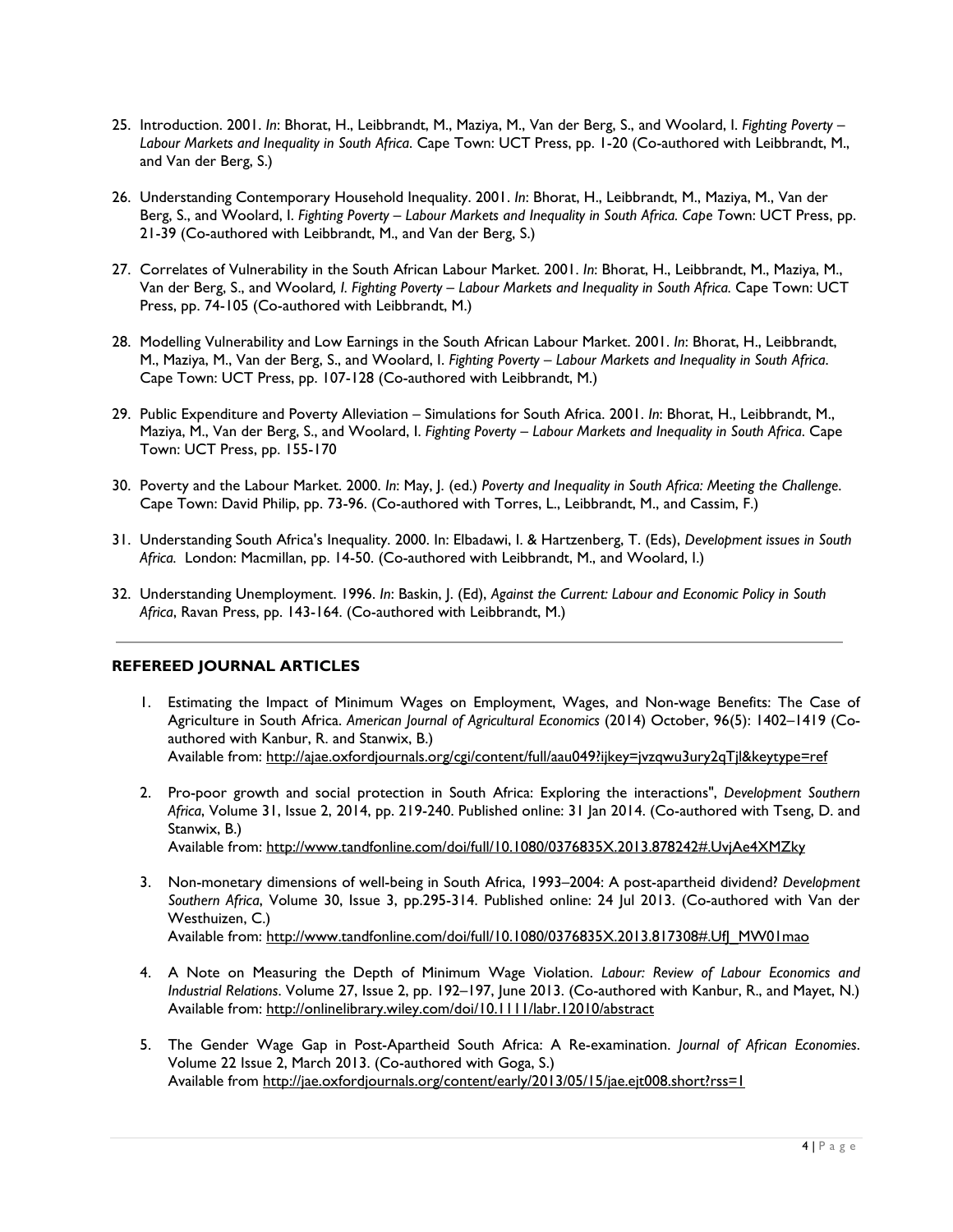25. Introduction. 2001. *In*: Bhorat, H., Leibbrandt, M., Maziya, M., Van der Berg, S., and Woolard, I. *Fighting Poverty – Labour Markets and Inequality in South Africa*. Cape Town: UCT Press, pp. 1-20 (Co-authored with Leibbrandt, M., and Van der Berg, S.)

26. Understanding Contemporary Household Inequality. 2001. *In*: Bhorat, H., Leibbrandt, M., Maziya, M., Van der Berg, S., and Woolard, I. *Fighting Poverty – Labour Markets and Inequality in South Africa. Cape* Town: UCT Press, pp. 21-39 (Co-authored with Leibbrandt, M., and Van der Berg, S.)

27. Correlates of Vulnerability in the South African Labour Market. 2001. *In*: Bhorat, H., Leibbrandt, M., Maziya, M., Van der Berg, S., and Woolard*, I. Fighting Poverty – Labour Markets and Inequality in South Africa.* Cape Town: UCT Press, pp. 74-105 (Co-authored with Leibbrandt, M.)

28. Modelling Vulnerability and Low Earnings in the South African Labour Market. 2001. *In*: Bhorat, H., Leibbrandt, M., Maziya, M., Van der Berg, S., and Woolard, I. *Fighting Poverty – Labour Markets and Inequality in South Africa*. Cape Town: UCT Press, pp. 107-128 (Co-authored with Leibbrandt, M.)

29. Public Expenditure and Poverty Alleviation – Simulations for South Africa. 2001. *In*: Bhorat, H., Leibbrandt, M., Maziya, M., Van der Berg, S., and Woolard, I. *Fighting Poverty – Labour Markets and Inequality in South Africa*. Cape Town: UCT Press, pp. 155-170

30. Poverty and the Labour Market. 2000. *In*: May, J. (ed.) *Poverty and Inequality in South Africa: Meeting the Challenge*. Cape Town: David Philip, pp. 73-96. (Co-authored with Torres, L., Leibbrandt, M., and Cassim, F.)

31. Understanding South Africa's Inequality. 2000. In: Elbadawi, I. & Hartzenberg, T. (Eds), *Development issues in South Africa.* London: Macmillan, pp. 14-50. (Co-authored with Leibbrandt, M., and Woolard, I.)

32. Understanding Unemployment. 1996. *In*: Baskin, J. (Ed), *Against the Current: Labour and Economic Policy in South Africa*, Ravan Press, pp. 143-164. (Co-authored with Leibbrandt, M.)

---

## REFEREED JOURNAL ARTICLES

1. Estimating the Impact of Minimum Wages on Employment, Wages, and Non-wage Benefits: The Case of Agriculture in South Africa. *American Journal of Agricultural Economics* (2014) October, 96(5): 1402–1419 (Co-authored with Kanbur, R. and Stanwix, B.)
   Available from: http://ajae.oxfordjournals.org/cgi/content/full/aau049?ijkey=jvzqwu3ury2qTjl&keytype=ref

2. Pro-poor growth and social protection in South Africa: Exploring the interactions", *Development Southern Africa*, Volume 31, Issue 2, 2014, pp. 219-240. Published online: 31 Jan 2014. (Co-authored with Tseng, D. and Stanwix, B.)
   Available from: http://www.tandfonline.com/doi/full/10.1080/0376835X.2013.878242#.UvjAe4XMZky

3. Non-monetary dimensions of well-being in South Africa, 1993–2004: A post-apartheid dividend? *Development Southern Africa*, Volume 30, Issue 3, pp.295-314. Published online: 24 Jul 2013. (Co-authored with Van der Westhuizen, C.)
   Available from: http://www.tandfonline.com/doi/full/10.1080/0376835X.2013.817308#.UfJ_MW01mao

4. A Note on Measuring the Depth of Minimum Wage Violation. *Labour: Review of Labour Economics and Industrial Relations*. Volume 27, Issue 2, pp. 192–197, June 2013. (Co-authored with Kanbur, R., and Mayet, N.)
   Available from: http://onlinelibrary.wiley.com/doi/10.1111/labr.12010/abstract

5. The Gender Wage Gap in Post-Apartheid South Africa: A Re-examination. *Journal of African Economies*. Volume 22 Issue 2, March 2013. (Co-authored with Goga, S.)
   Available from http://jae.oxfordjournals.org/content/early/2013/05/15/jae.ejt008.short?rss=1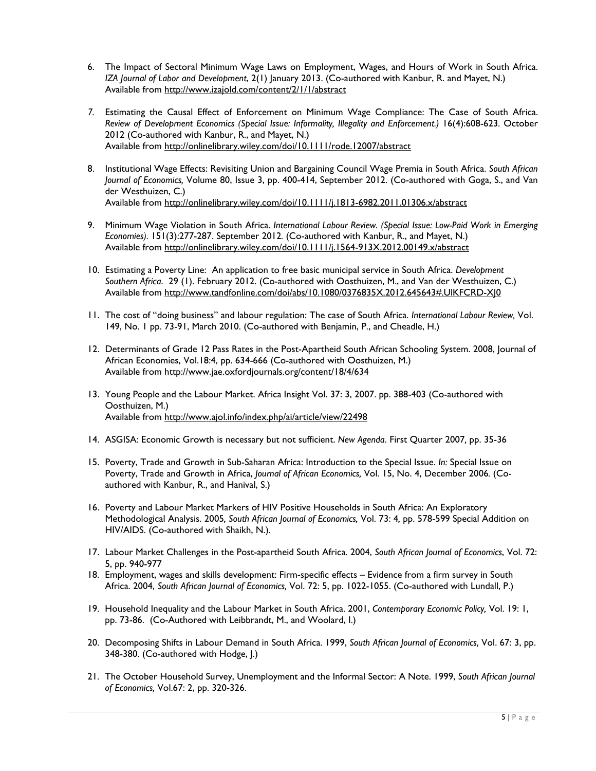6. The Impact of Sectoral Minimum Wage Laws on Employment, Wages, and Hours of Work in South Africa. *IZA Journal of Labor and Development*, 2(1) January 2013. (Co-authored with Kanbur, R. and Mayet, N.) Available from http://www.izajold.com/content/2/1/1/abstract

7. Estimating the Causal Effect of Enforcement on Minimum Wage Compliance: The Case of South Africa. *Review of Development Economics (Special Issue: Informality, Illegality and Enforcement.)* 16(4):608-623. October 2012 (Co-authored with Kanbur, R., and Mayet, N.) Available from http://onlinelibrary.wiley.com/doi/10.1111/rode.12007/abstract

8. Institutional Wage Effects: Revisiting Union and Bargaining Council Wage Premia in South Africa. *South African Journal of Economics,* Volume 80, Issue 3, pp. 400-414, September 2012. (Co-authored with Goga, S., and Van der Westhuizen, C.) Available from http://onlinelibrary.wiley.com/doi/10.1111/j.1813-6982.2011.01306.x/abstract

9. Minimum Wage Violation in South Africa. *International Labour Review. (Special Issue: Low-Paid Work in Emerging Economies).* 151(3):277-287. September 2012. (Co-authored with Kanbur, R., and Mayet, N.) Available from http://onlinelibrary.wiley.com/doi/10.1111/j.1564-913X.2012.00149.x/abstract

10. Estimating a Poverty Line: An application to free basic municipal service in South Africa. *Development Southern Africa*. 29 (1). February 2012. (Co-authored with Oosthuizen, M., and Van der Westhuizen, C.) Available from http://www.tandfonline.com/doi/abs/10.1080/0376835X.2012.645643#.UlKFCRD-XJ0

11. The cost of "doing business" and labour regulation: The case of South Africa. *International Labour Review,* Vol. 149, No. 1 pp. 73-91, March 2010. (Co-authored with Benjamin, P., and Cheadle, H.)

12. Determinants of Grade 12 Pass Rates in the Post-Apartheid South African Schooling System. 2008, Journal of African Economies, Vol.18:4, pp. 634-666 (Co-authored with Oosthuizen, M.) Available from http://www.jae.oxfordjournals.org/content/18/4/634

13. Young People and the Labour Market. Africa Insight Vol. 37: 3, 2007. pp. 388-403 (Co-authored with Oosthuizen, M.) Available from http://www.ajol.info/index.php/ai/article/view/22498

14. ASGISA: Economic Growth is necessary but not sufficient. *New Agenda*. First Quarter 2007*,* pp. 35-36

15. Poverty, Trade and Growth in Sub-Saharan Africa: Introduction to the Special Issue. *In:* Special Issue on Poverty, Trade and Growth in Africa, *Journal of African Economics,* Vol. 15, No. 4, December 2006*.* (Co-authored with Kanbur, R., and Hanival, S.)

16. Poverty and Labour Market Markers of HIV Positive Households in South Africa: An Exploratory Methodological Analysis. 2005*, South African Journal of Economics,* Vol. 73: 4*,* pp. 578-599 Special Addition on HIV/AIDS. (Co-authored with Shaikh, N.).

17. Labour Market Challenges in the Post-apartheid South Africa. 2004, *South African Journal of Economics*, Vol. 72: 5, pp. 940-977

18. Employment, wages and skills development: Firm-specific effects – Evidence from a firm survey in South Africa. 2004, *South African Journal of Economics,* Vol. 72: 5, pp. 1022-1055. (Co-authored with Lundall, P.)

19. Household Inequality and the Labour Market in South Africa. 2001, *Contemporary Economic Policy,* Vol. 19: 1, pp. 73-86. (Co-Authored with Leibbrandt, M., and Woolard, I.)

20. Decomposing Shifts in Labour Demand in South Africa. 1999, *South African Journal of Economics,* Vol. 67: 3, pp. 348-380. (Co-authored with Hodge, J.)

21. The October Household Survey, Unemployment and the Informal Sector: A Note. 1999, *South African Journal of Economics,* Vol.67: 2, pp. 320-326.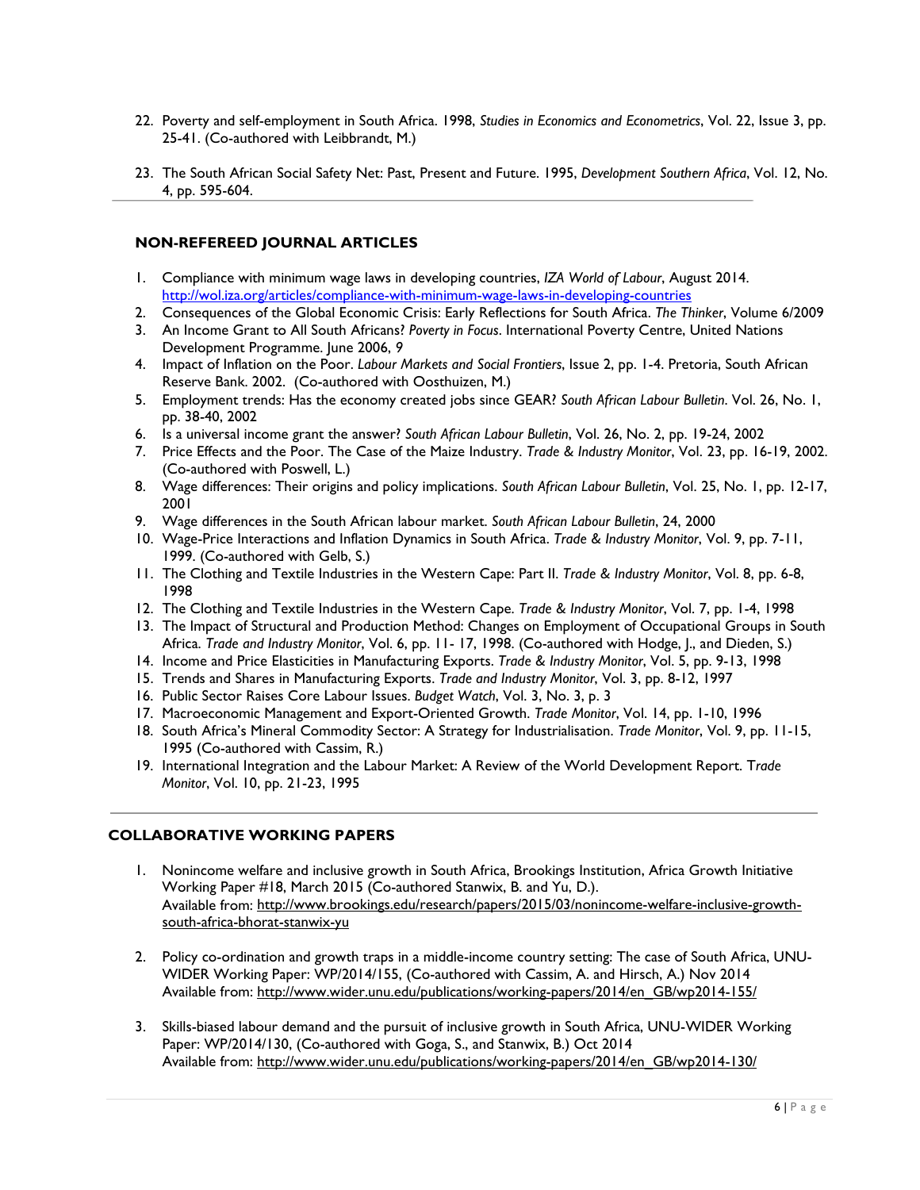22. Poverty and self-employment in South Africa. 1998, *Studies in Economics and Econometrics*, Vol. 22, Issue 3, pp. 25-41. (Co-authored with Leibbrandt, M.)

23. The South African Social Safety Net: Past, Present and Future. 1995, *Development Southern Africa*, Vol. 12, No. 4, pp. 595-604.

## NON-REFEREED JOURNAL ARTICLES

1. Compliance with minimum wage laws in developing countries, *IZA World of Labour*, August 2014. http://wol.iza.org/articles/compliance-with-minimum-wage-laws-in-developing-countries
2. Consequences of the Global Economic Crisis: Early Reflections for South Africa. *The Thinker*, Volume 6/2009
3. An Income Grant to All South Africans? *Poverty in Focus*. International Poverty Centre, United Nations Development Programme. June 2006, *9*
4. Impact of Inflation on the Poor. *Labour Markets and Social Frontiers*, Issue 2, pp. 1-4. Pretoria, South African Reserve Bank. 2002. (Co-authored with Oosthuizen, M.)
5. Employment trends: Has the economy created jobs since GEAR? *South African Labour Bulletin*. Vol. 26, No. 1, pp. 38-40, 2002
6. Is a universal income grant the answer? *South African Labour Bulletin*, Vol. 26, No. 2, pp. 19-24, 2002
7. Price Effects and the Poor. The Case of the Maize Industry. *Trade & Industry Monitor*, Vol. 23, pp. 16-19, 2002. (Co-authored with Poswell, L.)
8. Wage differences: Their origins and policy implications. *South African Labour Bulletin*, Vol. 25, No. 1, pp. 12-17, 2001
9. Wage differences in the South African labour market. *South African Labour Bulletin*, 24, 2000
10. Wage-Price Interactions and Inflation Dynamics in South Africa. *Trade & Industry Monitor*, Vol. 9, pp. 7-11, 1999. (Co-authored with Gelb, S.)
11. The Clothing and Textile Industries in the Western Cape: Part II. *Trade & Industry Monitor*, Vol. 8, pp. 6-8, 1998
12. The Clothing and Textile Industries in the Western Cape. *Trade & Industry Monitor*, Vol. 7, pp. 1-4, 1998
13. The Impact of Structural and Production Method: Changes on Employment of Occupational Groups in South Africa. *Trade and Industry Monitor*, Vol. 6, pp. 11- 17, 1998. (Co-authored with Hodge, J., and Dieden, S.)
14. Income and Price Elasticities in Manufacturing Exports. *Trade & Industry Monitor*, Vol. 5, pp. 9-13, 1998
15. Trends and Shares in Manufacturing Exports. *Trade and Industry Monitor*, Vol. 3, pp. 8-12, 1997
16. Public Sector Raises Core Labour Issues. *Budget Watch*, Vol. 3, No. 3, p. 3
17. Macroeconomic Management and Export-Oriented Growth. *Trade Monitor*, Vol. 14, pp. 1-10, 1996
18. South Africa's Mineral Commodity Sector: A Strategy for Industrialisation. *Trade Monitor*, Vol. 9, pp. 11-15, 1995 (Co-authored with Cassim, R.)
19. International Integration and the Labour Market: A Review of the World Development Report. T*rade Monitor*, Vol. 10, pp. 21-23, 1995

## COLLABORATIVE WORKING PAPERS

1. Nonincome welfare and inclusive growth in South Africa, Brookings Institution, Africa Growth Initiative Working Paper #18, March 2015 (Co-authored Stanwix, B. and Yu, D.).
   Available from: http://www.brookings.edu/research/papers/2015/03/nonincome-welfare-inclusive-growth-south-africa-bhorat-stanwix-yu

2. Policy co-ordination and growth traps in a middle-income country setting: The case of South Africa, UNU-WIDER Working Paper: WP/2014/155, (Co-authored with Cassim, A. and Hirsch, A.) Nov 2014
   Available from: http://www.wider.unu.edu/publications/working-papers/2014/en_GB/wp2014-155/

3. Skills-biased labour demand and the pursuit of inclusive growth in South Africa, UNU-WIDER Working Paper: WP/2014/130, (Co-authored with Goga, S., and Stanwix, B.) Oct 2014
   Available from: http://www.wider.unu.edu/publications/working-papers/2014/en_GB/wp2014-130/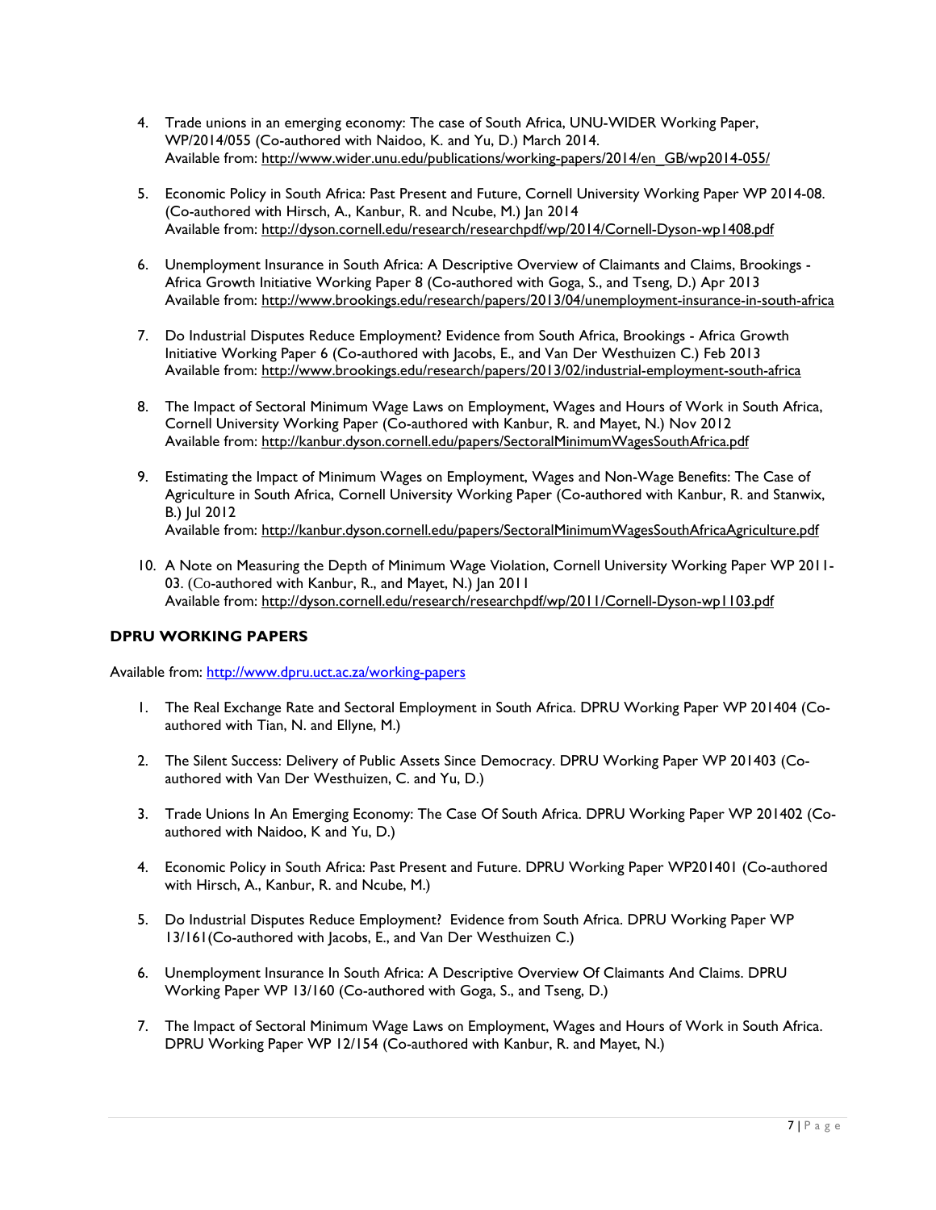4. Trade unions in an emerging economy: The case of South Africa, UNU-WIDER Working Paper, WP/2014/055 (Co-authored with Naidoo, K. and Yu, D.) March 2014.
   Available from: http://www.wider.unu.edu/publications/working-papers/2014/en_GB/wp2014-055/

5. Economic Policy in South Africa: Past Present and Future, Cornell University Working Paper WP 2014-08. (Co-authored with Hirsch, A., Kanbur, R. and Ncube, M.) Jan 2014
   Available from: http://dyson.cornell.edu/research/researchpdf/wp/2014/Cornell-Dyson-wp1408.pdf

6. Unemployment Insurance in South Africa: A Descriptive Overview of Claimants and Claims, Brookings - Africa Growth Initiative Working Paper 8 (Co-authored with Goga, S., and Tseng, D.) Apr 2013
   Available from: http://www.brookings.edu/research/papers/2013/04/unemployment-insurance-in-south-africa

7. Do Industrial Disputes Reduce Employment? Evidence from South Africa, Brookings - Africa Growth Initiative Working Paper 6 (Co-authored with Jacobs, E., and Van Der Westhuizen C.) Feb 2013
   Available from: http://www.brookings.edu/research/papers/2013/02/industrial-employment-south-africa

8. The Impact of Sectoral Minimum Wage Laws on Employment, Wages and Hours of Work in South Africa, Cornell University Working Paper (Co-authored with Kanbur, R. and Mayet, N.) Nov 2012
   Available from: http://kanbur.dyson.cornell.edu/papers/SectoralMinimumWagesSouthAfrica.pdf

9. Estimating the Impact of Minimum Wages on Employment, Wages and Non-Wage Benefits: The Case of Agriculture in South Africa, Cornell University Working Paper (Co-authored with Kanbur, R. and Stanwix, B.) Jul 2012
   Available from: http://kanbur.dyson.cornell.edu/papers/SectoralMinimumWagesSouthAfricaAgriculture.pdf

10. A Note on Measuring the Depth of Minimum Wage Violation, Cornell University Working Paper WP 2011-03. (Co-authored with Kanbur, R., and Mayet, N.) Jan 2011
    Available from: http://dyson.cornell.edu/research/researchpdf/wp/2011/Cornell-Dyson-wp1103.pdf

### DPRU WORKING PAPERS

Available from: http://www.dpru.uct.ac.za/working-papers

1. The Real Exchange Rate and Sectoral Employment in South Africa. DPRU Working Paper WP 201404 (Co-authored with Tian, N. and Ellyne, M.)

2. The Silent Success: Delivery of Public Assets Since Democracy. DPRU Working Paper WP 201403 (Co-authored with Van Der Westhuizen, C. and Yu, D.)

3. Trade Unions In An Emerging Economy: The Case Of South Africa. DPRU Working Paper WP 201402 (Co-authored with Naidoo, K and Yu, D.)

4. Economic Policy in South Africa: Past Present and Future. DPRU Working Paper WP201401 (Co-authored with Hirsch, A., Kanbur, R. and Ncube, M.)

5. Do Industrial Disputes Reduce Employment? Evidence from South Africa. DPRU Working Paper WP 13/161(Co-authored with Jacobs, E., and Van Der Westhuizen C.)

6. Unemployment Insurance In South Africa: A Descriptive Overview Of Claimants And Claims. DPRU Working Paper WP 13/160 (Co-authored with Goga, S., and Tseng, D.)

7. The Impact of Sectoral Minimum Wage Laws on Employment, Wages and Hours of Work in South Africa. DPRU Working Paper WP 12/154 (Co-authored with Kanbur, R. and Mayet, N.)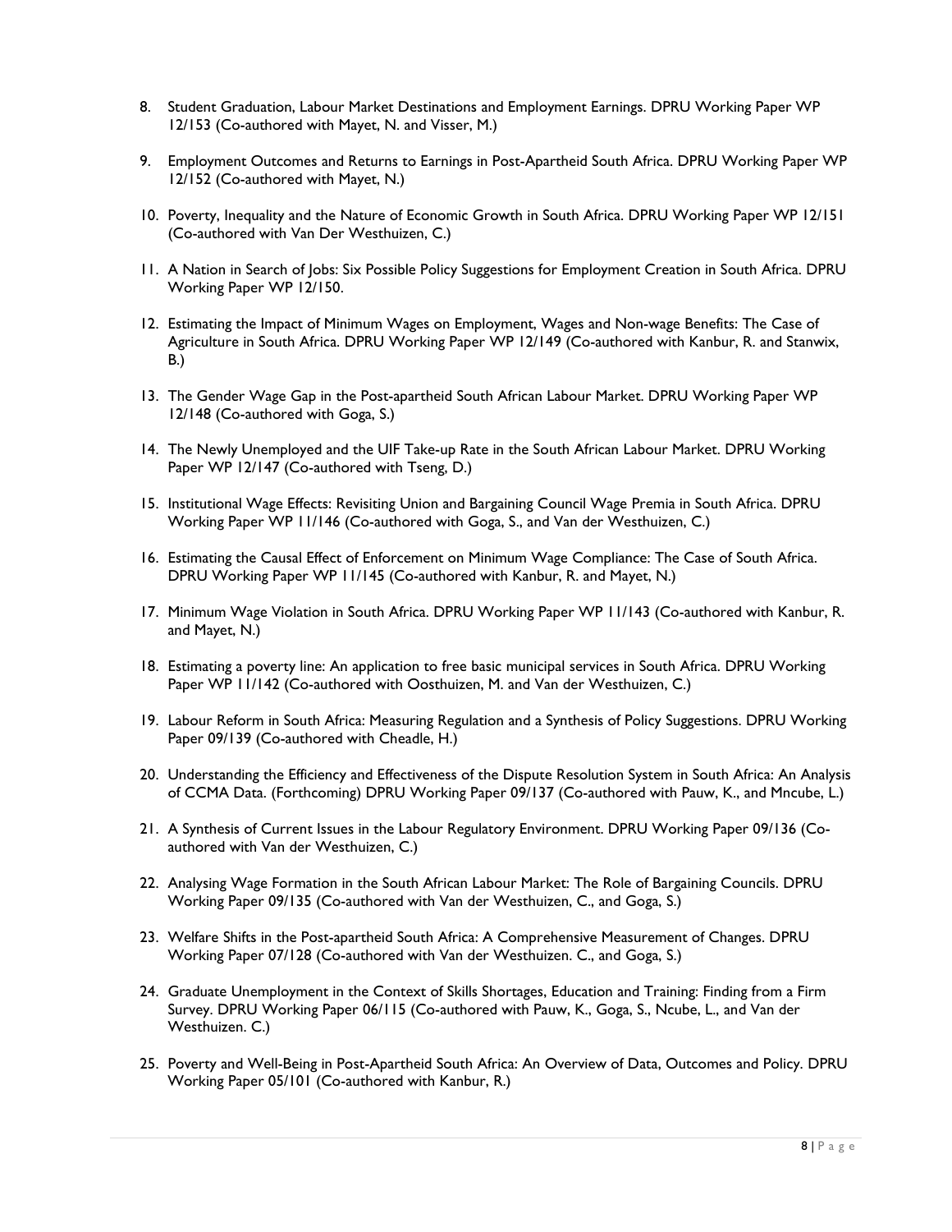8. Student Graduation, Labour Market Destinations and Employment Earnings. DPRU Working Paper WP 12/153 (Co-authored with Mayet, N. and Visser, M.)

9. Employment Outcomes and Returns to Earnings in Post-Apartheid South Africa. DPRU Working Paper WP 12/152 (Co-authored with Mayet, N.)

10. Poverty, Inequality and the Nature of Economic Growth in South Africa. DPRU Working Paper WP 12/151 (Co-authored with Van Der Westhuizen, C.)

11. A Nation in Search of Jobs: Six Possible Policy Suggestions for Employment Creation in South Africa. DPRU Working Paper WP 12/150.

12. Estimating the Impact of Minimum Wages on Employment, Wages and Non-wage Benefits: The Case of Agriculture in South Africa. DPRU Working Paper WP 12/149 (Co-authored with Kanbur, R. and Stanwix, B.)

13. The Gender Wage Gap in the Post-apartheid South African Labour Market. DPRU Working Paper WP 12/148 (Co-authored with Goga, S.)

14. The Newly Unemployed and the UIF Take-up Rate in the South African Labour Market. DPRU Working Paper WP 12/147 (Co-authored with Tseng, D.)

15. Institutional Wage Effects: Revisiting Union and Bargaining Council Wage Premia in South Africa. DPRU Working Paper WP 11/146 (Co-authored with Goga, S., and Van der Westhuizen, C.)

16. Estimating the Causal Effect of Enforcement on Minimum Wage Compliance: The Case of South Africa. DPRU Working Paper WP 11/145 (Co-authored with Kanbur, R. and Mayet, N.)

17. Minimum Wage Violation in South Africa. DPRU Working Paper WP 11/143 (Co-authored with Kanbur, R. and Mayet, N.)

18. Estimating a poverty line: An application to free basic municipal services in South Africa. DPRU Working Paper WP 11/142 (Co-authored with Oosthuizen, M. and Van der Westhuizen, C.)

19. Labour Reform in South Africa: Measuring Regulation and a Synthesis of Policy Suggestions. DPRU Working Paper 09/139 (Co-authored with Cheadle, H.)

20. Understanding the Efficiency and Effectiveness of the Dispute Resolution System in South Africa: An Analysis of CCMA Data. (Forthcoming) DPRU Working Paper 09/137 (Co-authored with Pauw, K., and Mncube, L.)

21. A Synthesis of Current Issues in the Labour Regulatory Environment. DPRU Working Paper 09/136 (Co-authored with Van der Westhuizen, C.)

22. Analysing Wage Formation in the South African Labour Market: The Role of Bargaining Councils. DPRU Working Paper 09/135 (Co-authored with Van der Westhuizen, C., and Goga, S.)

23. Welfare Shifts in the Post-apartheid South Africa: A Comprehensive Measurement of Changes. DPRU Working Paper 07/128 (Co-authored with Van der Westhuizen. C., and Goga, S.)

24. Graduate Unemployment in the Context of Skills Shortages, Education and Training: Finding from a Firm Survey. DPRU Working Paper 06/115 (Co-authored with Pauw, K., Goga, S., Ncube, L., and Van der Westhuizen. C.)

25. Poverty and Well-Being in Post-Apartheid South Africa: An Overview of Data, Outcomes and Policy. DPRU Working Paper 05/101 (Co-authored with Kanbur, R.)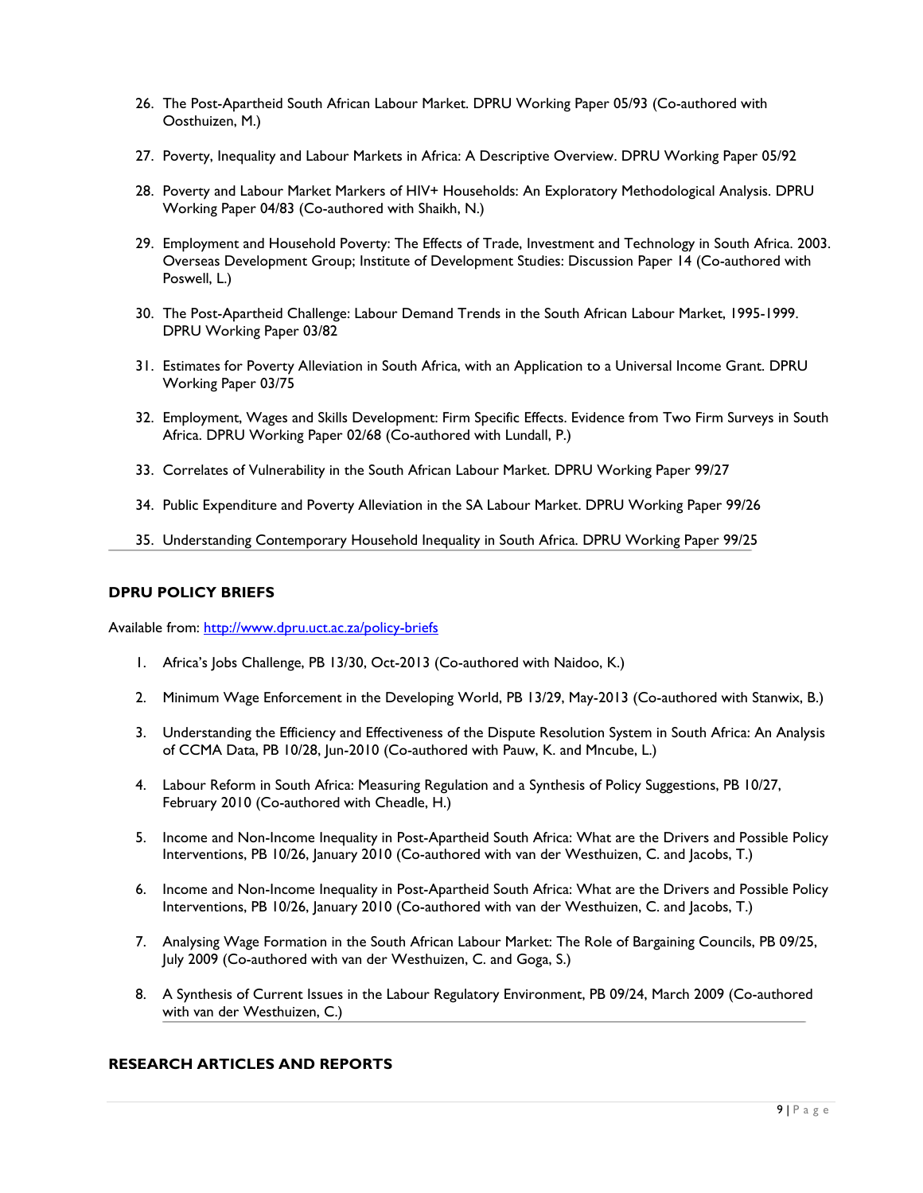26. The Post-Apartheid South African Labour Market. DPRU Working Paper 05/93 (Co-authored with Oosthuizen, M.)

27. Poverty, Inequality and Labour Markets in Africa: A Descriptive Overview. DPRU Working Paper 05/92

28. Poverty and Labour Market Markers of HIV+ Households: An Exploratory Methodological Analysis. DPRU Working Paper 04/83 (Co-authored with Shaikh, N.)

29. Employment and Household Poverty: The Effects of Trade, Investment and Technology in South Africa. 2003. Overseas Development Group; Institute of Development Studies: Discussion Paper 14 (Co-authored with Poswell, L.)

30. The Post-Apartheid Challenge: Labour Demand Trends in the South African Labour Market, 1995-1999. DPRU Working Paper 03/82

31. Estimates for Poverty Alleviation in South Africa, with an Application to a Universal Income Grant. DPRU Working Paper 03/75

32. Employment, Wages and Skills Development: Firm Specific Effects. Evidence from Two Firm Surveys in South Africa. DPRU Working Paper 02/68 (Co-authored with Lundall, P.)

33. Correlates of Vulnerability in the South African Labour Market. DPRU Working Paper 99/27

34. Public Expenditure and Poverty Alleviation in the SA Labour Market. DPRU Working Paper 99/26

35. Understanding Contemporary Household Inequality in South Africa. DPRU Working Paper 99/25

### DPRU POLICY BRIEFS

Available from: http://www.dpru.uct.ac.za/policy-briefs

1. Africa's Jobs Challenge, PB 13/30, Oct-2013 (Co-authored with Naidoo, K.)

2. Minimum Wage Enforcement in the Developing World, PB 13/29, May-2013 (Co-authored with Stanwix, B.)

3. Understanding the Efficiency and Effectiveness of the Dispute Resolution System in South Africa: An Analysis of CCMA Data, PB 10/28, Jun-2010 (Co-authored with Pauw, K. and Mncube, L.)

4. Labour Reform in South Africa: Measuring Regulation and a Synthesis of Policy Suggestions, PB 10/27, February 2010 (Co-authored with Cheadle, H.)

5. Income and Non-Income Inequality in Post-Apartheid South Africa: What are the Drivers and Possible Policy Interventions, PB 10/26, January 2010 (Co-authored with van der Westhuizen, C. and Jacobs, T.)

6. Income and Non-Income Inequality in Post-Apartheid South Africa: What are the Drivers and Possible Policy Interventions, PB 10/26, January 2010 (Co-authored with van der Westhuizen, C. and Jacobs, T.)

7. Analysing Wage Formation in the South African Labour Market: The Role of Bargaining Councils, PB 09/25, July 2009 (Co-authored with van der Westhuizen, C. and Goga, S.)

8. A Synthesis of Current Issues in the Labour Regulatory Environment, PB 09/24, March 2009 (Co-authored with van der Westhuizen, C.)

### RESEARCH ARTICLES AND REPORTS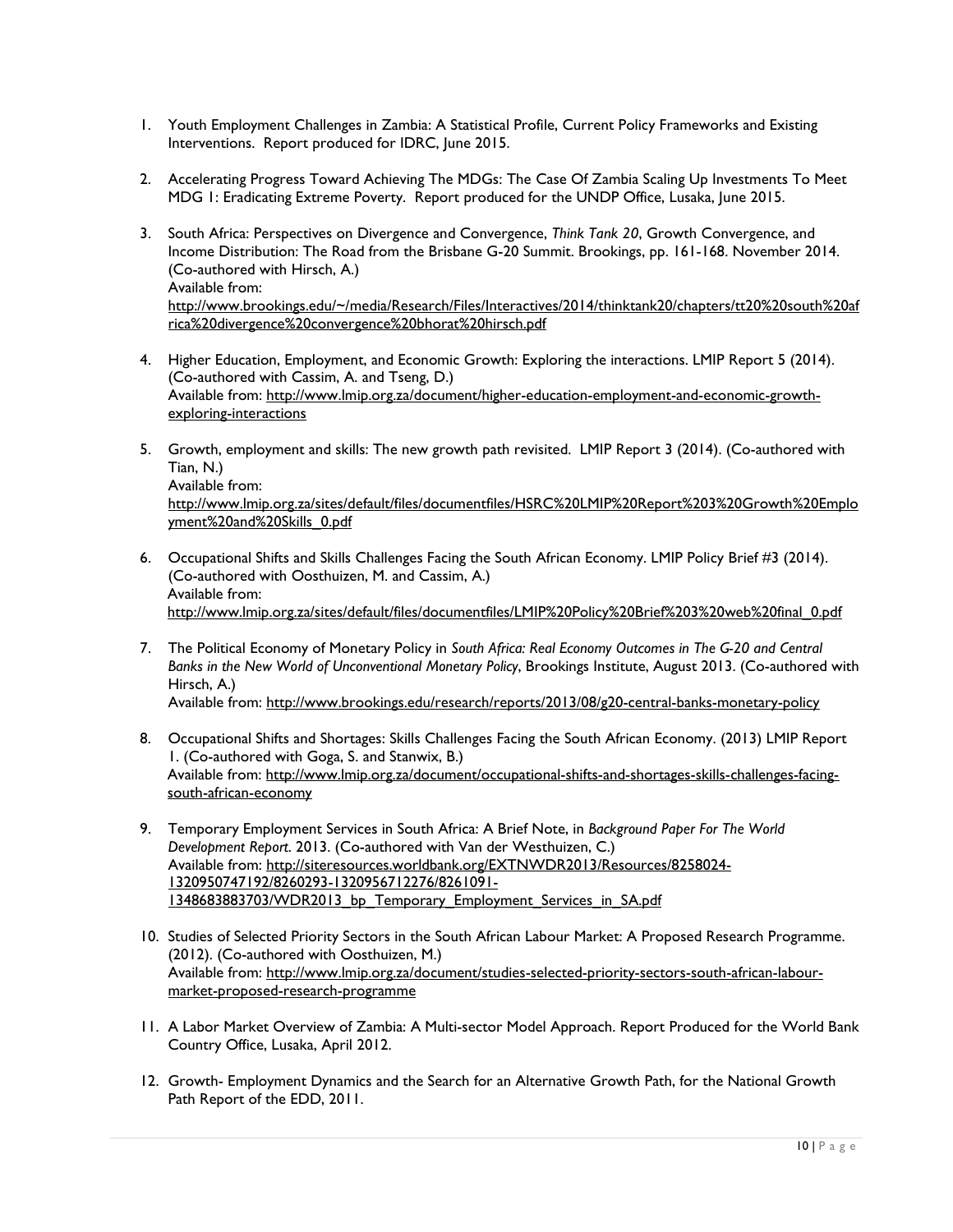1. Youth Employment Challenges in Zambia: A Statistical Profile, Current Policy Frameworks and Existing Interventions. Report produced for IDRC, June 2015.

2. Accelerating Progress Toward Achieving The MDGs: The Case Of Zambia Scaling Up Investments To Meet MDG 1: Eradicating Extreme Poverty. Report produced for the UNDP Office, Lusaka, June 2015.

3. South Africa: Perspectives on Divergence and Convergence, *Think Tank 20*, Growth Convergence, and Income Distribution: The Road from the Brisbane G-20 Summit. Brookings, pp. 161-168. November 2014. (Co-authored with Hirsch, A.)
   Available from:
   http://www.brookings.edu/~/media/Research/Files/Interactives/2014/thinktank20/chapters/tt20%20south%20africa%20divergence%20convergence%20bhorat%20hirsch.pdf

4. Higher Education, Employment, and Economic Growth: Exploring the interactions. LMIP Report 5 (2014). (Co-authored with Cassim, A. and Tseng, D.)
   Available from: http://www.lmip.org.za/document/higher-education-employment-and-economic-growth-exploring-interactions

5. Growth, employment and skills: The new growth path revisited. LMIP Report 3 (2014). (Co-authored with Tian, N.)
   Available from:
   http://www.lmip.org.za/sites/default/files/documentfiles/HSRC%20LMIP%20Report%203%20Growth%20Employment%20and%20Skills_0.pdf

6. Occupational Shifts and Skills Challenges Facing the South African Economy. LMIP Policy Brief #3 (2014). (Co-authored with Oosthuizen, M. and Cassim, A.)
   Available from:
   http://www.lmip.org.za/sites/default/files/documentfiles/LMIP%20Policy%20Brief%203%20web%20final_0.pdf

7. The Political Economy of Monetary Policy in *South Africa: Real Economy Outcomes in The G-20 and Central Banks in the New World of Unconventional Monetary Policy*, Brookings Institute, August 2013. (Co-authored with Hirsch, A.)
   Available from: http://www.brookings.edu/research/reports/2013/08/g20-central-banks-monetary-policy

8. Occupational Shifts and Shortages: Skills Challenges Facing the South African Economy. (2013) LMIP Report 1. (Co-authored with Goga, S. and Stanwix, B.)
   Available from: http://www.lmip.org.za/document/occupational-shifts-and-shortages-skills-challenges-facing-south-african-economy

9. Temporary Employment Services in South Africa: A Brief Note, in *Background Paper For The World Development Report*. 2013. (Co-authored with Van der Westhuizen, C.)
   Available from: http://siteresources.worldbank.org/EXTNWDR2013/Resources/8258024-1320950747192/8260293-1320956712276/8261091-1348683883703/WDR2013_bp_Temporary_Employment_Services_in_SA.pdf

10. Studies of Selected Priority Sectors in the South African Labour Market: A Proposed Research Programme. (2012). (Co-authored with Oosthuizen, M.)
    Available from: http://www.lmip.org.za/document/studies-selected-priority-sectors-south-african-labour-market-proposed-research-programme

11. A Labor Market Overview of Zambia: A Multi-sector Model Approach. Report Produced for the World Bank Country Office, Lusaka, April 2012.

12. Growth- Employment Dynamics and the Search for an Alternative Growth Path, for the National Growth Path Report of the EDD, 2011.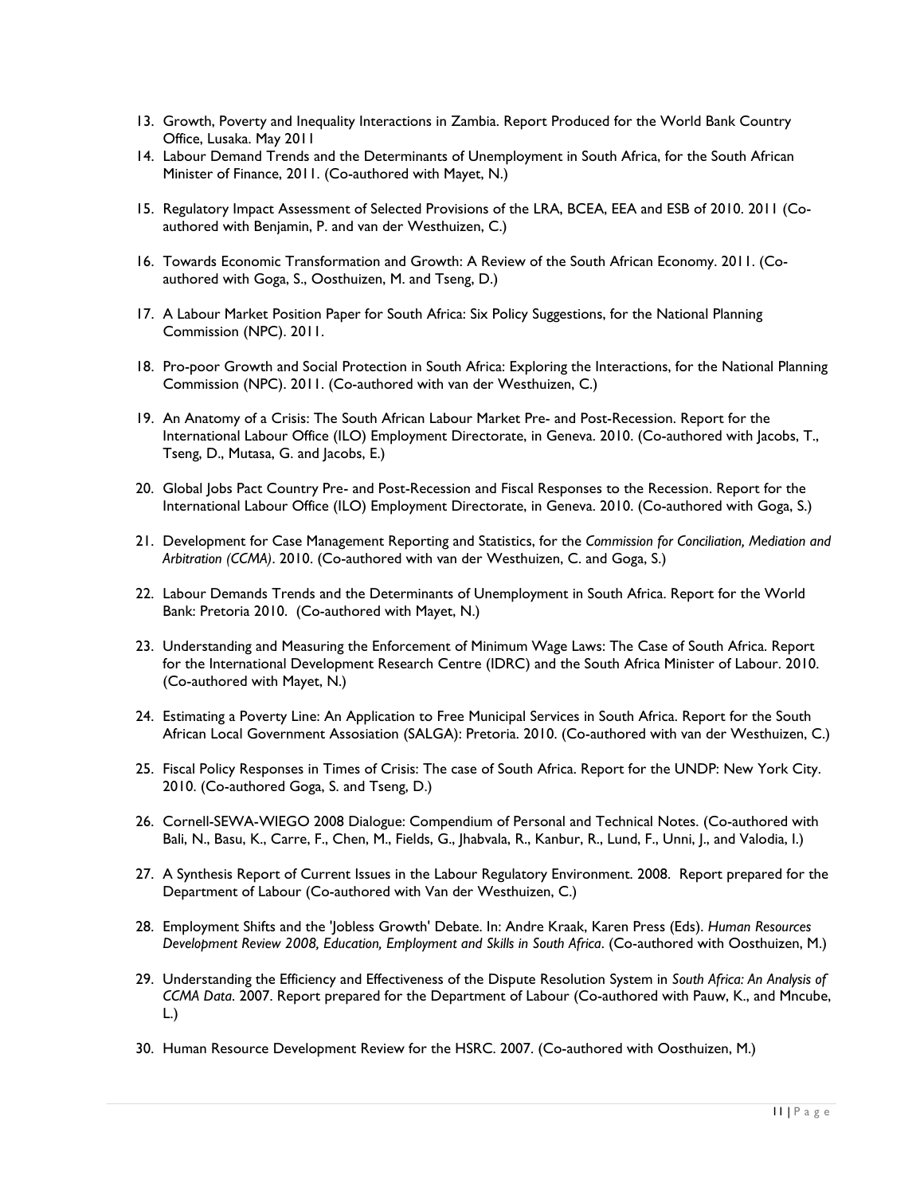13. Growth, Poverty and Inequality Interactions in Zambia. Report Produced for the World Bank Country Office, Lusaka. May 2011
14. Labour Demand Trends and the Determinants of Unemployment in South Africa, for the South African Minister of Finance, 2011. (Co-authored with Mayet, N.)
15. Regulatory Impact Assessment of Selected Provisions of the LRA, BCEA, EEA and ESB of 2010. 2011 (Co-authored with Benjamin, P. and van der Westhuizen, C.)
16. Towards Economic Transformation and Growth: A Review of the South African Economy. 2011. (Co-authored with Goga, S., Oosthuizen, M. and Tseng, D.)
17. A Labour Market Position Paper for South Africa: Six Policy Suggestions, for the National Planning Commission (NPC). 2011.
18. Pro-poor Growth and Social Protection in South Africa: Exploring the Interactions, for the National Planning Commission (NPC). 2011. (Co-authored with van der Westhuizen, C.)
19. An Anatomy of a Crisis: The South African Labour Market Pre- and Post-Recession. Report for the International Labour Office (ILO) Employment Directorate, in Geneva. 2010. (Co-authored with Jacobs, T., Tseng, D., Mutasa, G. and Jacobs, E.)
20. Global Jobs Pact Country Pre- and Post-Recession and Fiscal Responses to the Recession. Report for the International Labour Office (ILO) Employment Directorate, in Geneva. 2010. (Co-authored with Goga, S.)
21. Development for Case Management Reporting and Statistics, for the *Commission for Conciliation, Mediation and Arbitration (CCMA)*. 2010. (Co-authored with van der Westhuizen, C. and Goga, S.)
22. Labour Demands Trends and the Determinants of Unemployment in South Africa. Report for the World Bank: Pretoria 2010. (Co-authored with Mayet, N.)
23. Understanding and Measuring the Enforcement of Minimum Wage Laws: The Case of South Africa. Report for the International Development Research Centre (IDRC) and the South Africa Minister of Labour. 2010. (Co-authored with Mayet, N.)
24. Estimating a Poverty Line: An Application to Free Municipal Services in South Africa. Report for the South African Local Government Assosiation (SALGA): Pretoria. 2010. (Co-authored with van der Westhuizen, C.)
25. Fiscal Policy Responses in Times of Crisis: The case of South Africa. Report for the UNDP: New York City. 2010. (Co-authored Goga, S. and Tseng, D.)
26. Cornell-SEWA-WIEGO 2008 Dialogue: Compendium of Personal and Technical Notes. (Co-authored with Bali, N., Basu, K., Carre, F., Chen, M., Fields, G., Jhabvala, R., Kanbur, R., Lund, F., Unni, J., and Valodia, I.)
27. A Synthesis Report of Current Issues in the Labour Regulatory Environment. 2008. Report prepared for the Department of Labour (Co-authored with Van der Westhuizen, C.)
28. Employment Shifts and the 'Jobless Growth' Debate. In: Andre Kraak, Karen Press (Eds). *Human Resources Development Review 2008, Education, Employment and Skills in South Africa*. (Co-authored with Oosthuizen, M.)
29. Understanding the Efficiency and Effectiveness of the Dispute Resolution System in *South Africa: An Analysis of CCMA Data*. 2007. Report prepared for the Department of Labour (Co-authored with Pauw, K., and Mncube, L.)
30. Human Resource Development Review for the HSRC. 2007. (Co-authored with Oosthuizen, M.)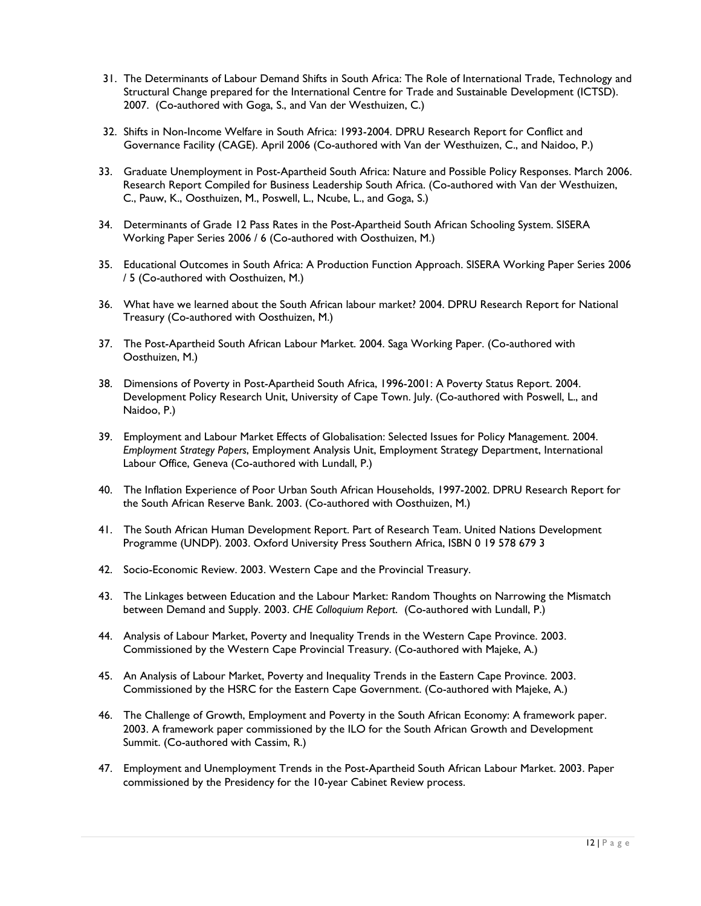31. The Determinants of Labour Demand Shifts in South Africa: The Role of International Trade, Technology and Structural Change prepared for the International Centre for Trade and Sustainable Development (ICTSD). 2007. (Co-authored with Goga, S., and Van der Westhuizen, C.)

32. Shifts in Non-Income Welfare in South Africa: 1993-2004. DPRU Research Report for Conflict and Governance Facility (CAGE). April 2006 (Co-authored with Van der Westhuizen, C., and Naidoo, P.)

33. Graduate Unemployment in Post-Apartheid South Africa: Nature and Possible Policy Responses. March 2006. Research Report Compiled for Business Leadership South Africa. (Co-authored with Van der Westhuizen, C., Pauw, K., Oosthuizen, M., Poswell, L., Ncube, L., and Goga, S.)

34. Determinants of Grade 12 Pass Rates in the Post-Apartheid South African Schooling System. SISERA Working Paper Series 2006 / 6 (Co-authored with Oosthuizen, M.)

35. Educational Outcomes in South Africa: A Production Function Approach. SISERA Working Paper Series 2006 / 5 (Co-authored with Oosthuizen, M.)

36. What have we learned about the South African labour market? 2004. DPRU Research Report for National Treasury (Co-authored with Oosthuizen, M.)

37. The Post-Apartheid South African Labour Market. 2004. Saga Working Paper. (Co-authored with Oosthuizen, M.)

38. Dimensions of Poverty in Post-Apartheid South Africa, 1996-2001: A Poverty Status Report. 2004. Development Policy Research Unit, University of Cape Town. July. (Co-authored with Poswell, L., and Naidoo, P.)

39. Employment and Labour Market Effects of Globalisation: Selected Issues for Policy Management. 2004. *Employment Strategy Papers*, Employment Analysis Unit, Employment Strategy Department, International Labour Office, Geneva (Co-authored with Lundall, P.)

40. The Inflation Experience of Poor Urban South African Households, 1997-2002. DPRU Research Report for the South African Reserve Bank. 2003. (Co-authored with Oosthuizen, M.)

41. The South African Human Development Report. Part of Research Team. United Nations Development Programme (UNDP). 2003. Oxford University Press Southern Africa, ISBN 0 19 578 679 3

42. Socio-Economic Review. 2003. Western Cape and the Provincial Treasury.

43. The Linkages between Education and the Labour Market: Random Thoughts on Narrowing the Mismatch between Demand and Supply. 2003. *CHE Colloquium Report*. (Co-authored with Lundall, P.)

44. Analysis of Labour Market, Poverty and Inequality Trends in the Western Cape Province. 2003. Commissioned by the Western Cape Provincial Treasury. (Co-authored with Majeke, A.)

45. An Analysis of Labour Market, Poverty and Inequality Trends in the Eastern Cape Province. 2003. Commissioned by the HSRC for the Eastern Cape Government. (Co-authored with Majeke, A.)

46. The Challenge of Growth, Employment and Poverty in the South African Economy: A framework paper. 2003. A framework paper commissioned by the ILO for the South African Growth and Development Summit. (Co-authored with Cassim, R.)

47. Employment and Unemployment Trends in the Post-Apartheid South African Labour Market. 2003. Paper commissioned by the Presidency for the 10-year Cabinet Review process.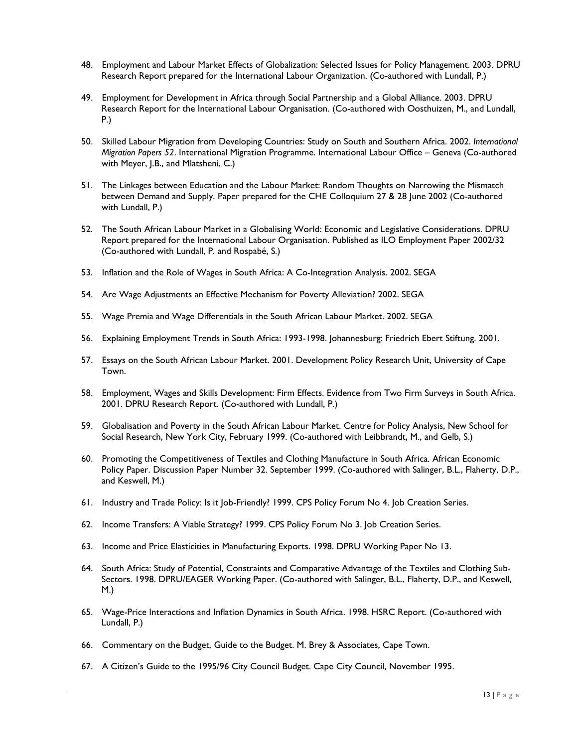48. Employment and Labour Market Effects of Globalization: Selected Issues for Policy Management. 2003. DPRU Research Report prepared for the International Labour Organization. (Co-authored with Lundall, P.)

49. Employment for Development in Africa through Social Partnership and a Global Alliance. 2003. DPRU Research Report for the International Labour Organisation. (Co-authored with Oosthuizen, M., and Lundall, P.)

50. Skilled Labour Migration from Developing Countries: Study on South and Southern Africa. 2002. *International Migration Papers 52*. International Migration Programme. International Labour Office – Geneva (Co-authored with Meyer, J.B., and Mlatsheni, C.)

51. The Linkages between Education and the Labour Market: Random Thoughts on Narrowing the Mismatch between Demand and Supply. Paper prepared for the CHE Colloquium 27 & 28 June 2002 (Co-authored with Lundall, P.)

52. The South African Labour Market in a Globalising World: Economic and Legislative Considerations. DPRU Report prepared for the International Labour Organisation. Published as ILO Employment Paper 2002/32 (Co-authored with Lundall, P. and Rospabé, S.)

53. Inflation and the Role of Wages in South Africa: A Co-Integration Analysis. 2002. SEGA

54. Are Wage Adjustments an Effective Mechanism for Poverty Alleviation? 2002. SEGA

55. Wage Premia and Wage Differentials in the South African Labour Market. 2002. SEGA

56. Explaining Employment Trends in South Africa: 1993-1998. Johannesburg: Friedrich Ebert Stiftung. 2001.

57. Essays on the South African Labour Market. 2001. Development Policy Research Unit, University of Cape Town.

58. Employment, Wages and Skills Development: Firm Effects. Evidence from Two Firm Surveys in South Africa. 2001. DPRU Research Report. (Co-authored with Lundall, P.)

59. Globalisation and Poverty in the South African Labour Market. Centre for Policy Analysis, New School for Social Research, New York City, February 1999. (Co-authored with Leibbrandt, M., and Gelb, S.)

60. Promoting the Competitiveness of Textiles and Clothing Manufacture in South Africa. African Economic Policy Paper. Discussion Paper Number 32. September 1999. (Co-authored with Salinger, B.L., Flaherty, D.P., and Keswell, M.)

61. Industry and Trade Policy: Is it Job-Friendly? 1999. CPS Policy Forum No 4. Job Creation Series.

62. Income Transfers: A Viable Strategy? 1999. CPS Policy Forum No 3. Job Creation Series.

63. Income and Price Elasticities in Manufacturing Exports. 1998. DPRU Working Paper No 13.

64. South Africa: Study of Potential, Constraints and Comparative Advantage of the Textiles and Clothing Sub-Sectors. 1998. DPRU/EAGER Working Paper. (Co-authored with Salinger, B.L., Flaherty, D.P., and Keswell, M.)

65. Wage-Price Interactions and Inflation Dynamics in South Africa. 1998. HSRC Report. (Co-authored with Lundall, P.)

66. Commentary on the Budget, Guide to the Budget. M. Brey & Associates, Cape Town.

67. A Citizen's Guide to the 1995/96 City Council Budget. Cape City Council, November 1995.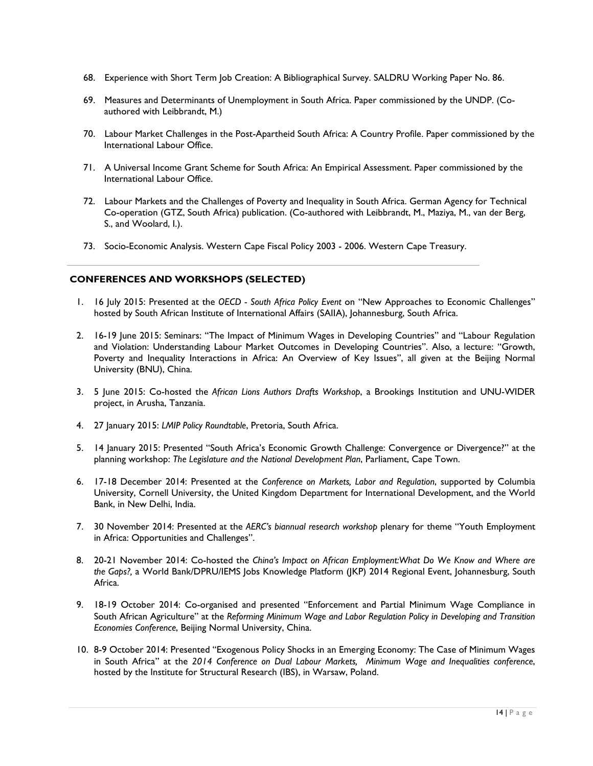68. Experience with Short Term Job Creation: A Bibliographical Survey. SALDRU Working Paper No. 86.

69. Measures and Determinants of Unemployment in South Africa. Paper commissioned by the UNDP. (Co-authored with Leibbrandt, M.)

70. Labour Market Challenges in the Post-Apartheid South Africa: A Country Profile. Paper commissioned by the International Labour Office.

71. A Universal Income Grant Scheme for South Africa: An Empirical Assessment. Paper commissioned by the International Labour Office.

72. Labour Markets and the Challenges of Poverty and Inequality in South Africa. German Agency for Technical Co-operation (GTZ, South Africa) publication. (Co-authored with Leibbrandt, M., Maziya, M., van der Berg, S., and Woolard, I.).

73. Socio-Economic Analysis. Western Cape Fiscal Policy 2003 - 2006. Western Cape Treasury.

---

## CONFERENCES AND WORKSHOPS (SELECTED)

1. 16 July 2015: Presented at the *OECD - South Africa Policy Event* on "New Approaches to Economic Challenges" hosted by South African Institute of International Affairs (SAIIA), Johannesburg, South Africa.

2. 16-19 June 2015: Seminars: "The Impact of Minimum Wages in Developing Countries" and "Labour Regulation and Violation: Understanding Labour Market Outcomes in Developing Countries". Also, a lecture: "Growth, Poverty and Inequality Interactions in Africa: An Overview of Key Issues", all given at the Beijing Normal University (BNU), China.

3. 5 June 2015: Co-hosted the *African Lions Authors Drafts Workshop*, a Brookings Institution and UNU-WIDER project, in Arusha, Tanzania.

4. 27 January 2015: *LMIP Policy Roundtable*, Pretoria, South Africa.

5. 14 January 2015: Presented "South Africa's Economic Growth Challenge: Convergence or Divergence?" at the planning workshop: *The Legislature and the National Development Plan*, Parliament, Cape Town.

6. 17-18 December 2014: Presented at the *Conference on Markets, Labor and Regulation*, supported by Columbia University, Cornell University, the United Kingdom Department for International Development, and the World Bank, in New Delhi, India.

7. 30 November 2014: Presented at the *AERC's biannual research workshop* plenary for theme "Youth Employment in Africa: Opportunities and Challenges".

8. 20-21 November 2014: Co-hosted the *China's Impact on African Employment:What Do We Know and Where are the Gaps?,* a World Bank/DPRU/IEMS Jobs Knowledge Platform (JKP) 2014 Regional Event, Johannesburg, South Africa.

9. 18-19 October 2014: Co-organised and presented "Enforcement and Partial Minimum Wage Compliance in South African Agriculture" at the *Reforming Minimum Wage and Labor Regulation Policy in Developing and Transition Economies Conference*, Beijing Normal University, China.

10. 8-9 October 2014: Presented "Exogenous Policy Shocks in an Emerging Economy: The Case of Minimum Wages in South Africa" at the *2014 Conference on Dual Labour Markets, Minimum Wage and Inequalities conference*, hosted by the Institute for Structural Research (IBS), in Warsaw, Poland.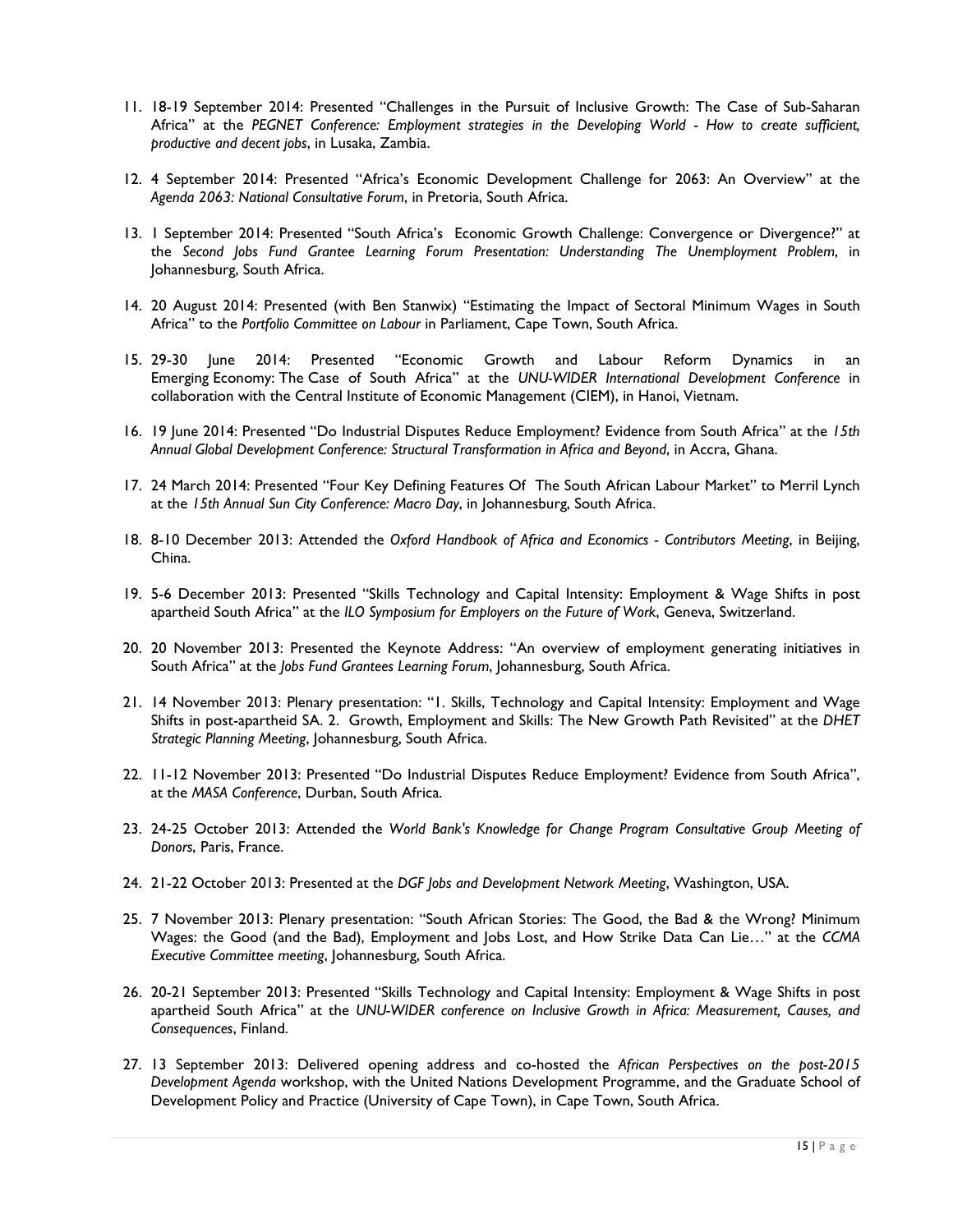11. 18-19 September 2014: Presented "Challenges in the Pursuit of Inclusive Growth: The Case of Sub-Saharan Africa" at the *PEGNET Conference: Employment strategies in the Developing World - How to create sufficient, productive and decent jobs*, in Lusaka, Zambia.

12. 4 September 2014: Presented "Africa's Economic Development Challenge for 2063: An Overview" at the *Agenda 2063: National Consultative Forum*, in Pretoria, South Africa.

13. 1 September 2014: Presented "South Africa's Economic Growth Challenge: Convergence or Divergence?" at the *Second Jobs Fund Grantee Learning Forum Presentation: Understanding The Unemployment Problem*, in Johannesburg, South Africa.

14. 20 August 2014: Presented (with Ben Stanwix) "Estimating the Impact of Sectoral Minimum Wages in South Africa" to the *Portfolio Committee on Labour* in Parliament, Cape Town, South Africa.

15. 29-30 June 2014: Presented "Economic Growth and Labour Reform Dynamics in an Emerging Economy: The Case of South Africa" at the *UNU-WIDER International Development Conference* in collaboration with the Central Institute of Economic Management (CIEM), in Hanoi, Vietnam.

16. 19 June 2014: Presented "Do Industrial Disputes Reduce Employment? Evidence from South Africa" at the *15th Annual Global Development Conference: Structural Transformation in Africa and Beyond*, in Accra, Ghana.

17. 24 March 2014: Presented "Four Key Defining Features Of The South African Labour Market" to Merril Lynch at the *15th Annual Sun City Conference: Macro Day*, in Johannesburg, South Africa.

18. 8-10 December 2013: Attended the *Oxford Handbook of Africa and Economics - Contributors Meeting*, in Beijing, China.

19. 5-6 December 2013: Presented "Skills Technology and Capital Intensity: Employment & Wage Shifts in post apartheid South Africa" at the *ILO Symposium for Employers on the Future of Work*, Geneva, Switzerland.

20. 20 November 2013: Presented the Keynote Address: "An overview of employment generating initiatives in South Africa" at the *Jobs Fund Grantees Learning Forum*, Johannesburg, South Africa.

21. 14 November 2013: Plenary presentation: "1. Skills, Technology and Capital Intensity: Employment and Wage Shifts in post-apartheid SA. 2. Growth, Employment and Skills: The New Growth Path Revisited" at the *DHET Strategic Planning Meeting*, Johannesburg, South Africa.

22. 11-12 November 2013: Presented "Do Industrial Disputes Reduce Employment? Evidence from South Africa", at the *MASA Conference*, Durban, South Africa.

23. 24-25 October 2013: Attended the *World Bank's Knowledge for Change Program Consultative Group Meeting of Donors*, Paris, France.

24. 21-22 October 2013: Presented at the *DGF Jobs and Development Network Meeting*, Washington, USA.

25. 7 November 2013: Plenary presentation: "South African Stories: The Good, the Bad & the Wrong? Minimum Wages: the Good (and the Bad), Employment and Jobs Lost, and How Strike Data Can Lie…" at the *CCMA Executive Committee meeting*, Johannesburg, South Africa.

26. 20-21 September 2013: Presented "Skills Technology and Capital Intensity: Employment & Wage Shifts in post apartheid South Africa" at the *UNU-WIDER conference on Inclusive Growth in Africa: Measurement, Causes, and Consequences*, Finland.

27. 13 September 2013: Delivered opening address and co-hosted the *African Perspectives on the post-2015 Development Agenda* workshop, with the United Nations Development Programme, and the Graduate School of Development Policy and Practice (University of Cape Town), in Cape Town, South Africa.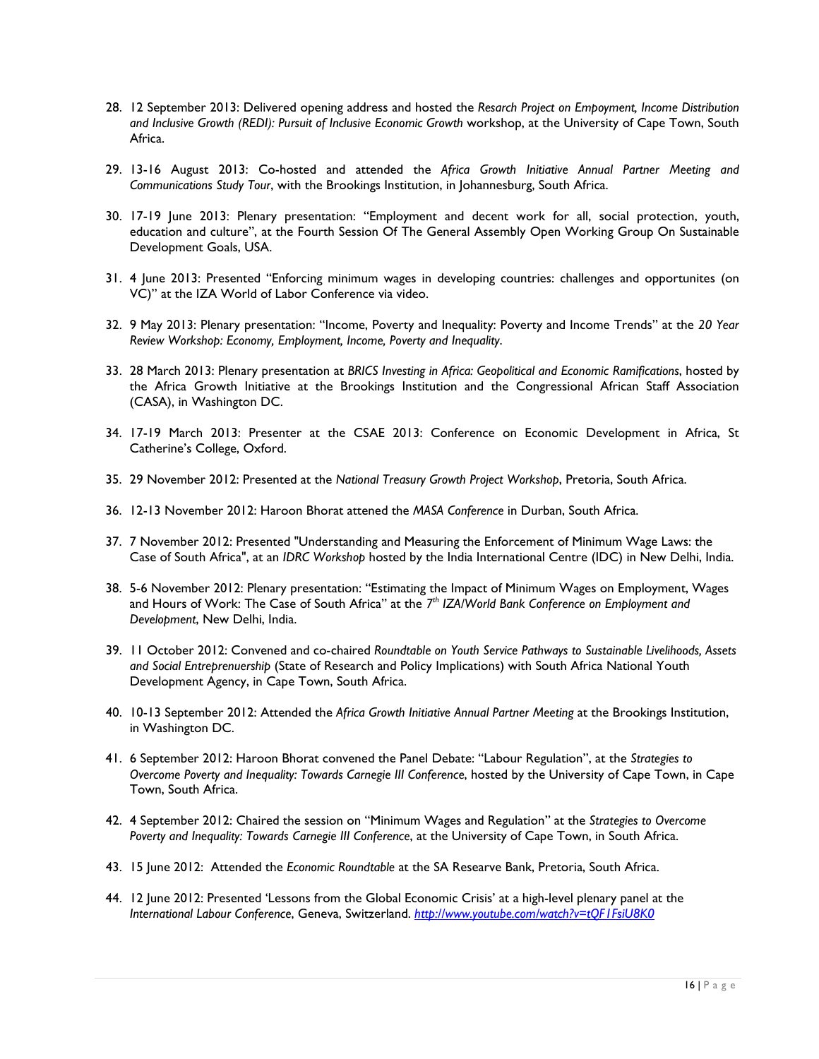28. 12 September 2013: Delivered opening address and hosted the *Resarch Project on Empoyment, Income Distribution and Inclusive Growth (REDI): Pursuit of Inclusive Economic Growth* workshop, at the University of Cape Town, South Africa.

29. 13-16 August 2013: Co-hosted and attended the *Africa Growth Initiative Annual Partner Meeting and Communications Study Tour*, with the Brookings Institution, in Johannesburg, South Africa.

30. 17-19 June 2013: Plenary presentation: "Employment and decent work for all, social protection, youth, education and culture", at the Fourth Session Of The General Assembly Open Working Group On Sustainable Development Goals, USA.

31. 4 June 2013: Presented "Enforcing minimum wages in developing countries: challenges and opportunites (on VC)" at the IZA World of Labor Conference via video.

32. 9 May 2013: Plenary presentation: "Income, Poverty and Inequality: Poverty and Income Trends" at the *20 Year Review Workshop: Economy, Employment, Income, Poverty and Inequality*.

33. 28 March 2013: Plenary presentation at *BRICS Investing in Africa: Geopolitical and Economic Ramifications*, hosted by the Africa Growth Initiative at the Brookings Institution and the Congressional African Staff Association (CASA), in Washington DC.

34. 17-19 March 2013: Presenter at the CSAE 2013: Conference on Economic Development in Africa, St Catherine's College, Oxford.

35. 29 November 2012: Presented at the *National Treasury Growth Project Workshop*, Pretoria, South Africa.

36. 12-13 November 2012: Haroon Bhorat attened the *MASA Conference* in Durban, South Africa.

37. 7 November 2012: Presented "Understanding and Measuring the Enforcement of Minimum Wage Laws: the Case of South Africa", at an *IDRC Workshop* hosted by the India International Centre (IDC) in New Delhi, India.

38. 5-6 November 2012: Plenary presentation: "Estimating the Impact of Minimum Wages on Employment, Wages and Hours of Work: The Case of South Africa" at the *7th IZA/World Bank Conference on Employment and Development*, New Delhi, India.

39. 11 October 2012: Convened and co-chaired *Roundtable on Youth Service Pathways to Sustainable Livelihoods, Assets and Social Entreprenuership* (State of Research and Policy Implications) with South Africa National Youth Development Agency, in Cape Town, South Africa.

40. 10-13 September 2012: Attended the *Africa Growth Initiative Annual Partner Meeting* at the Brookings Institution, in Washington DC.

41. 6 September 2012: Haroon Bhorat convened the Panel Debate: "Labour Regulation", at the *Strategies to Overcome Poverty and Inequality: Towards Carnegie III Conference*, hosted by the University of Cape Town, in Cape Town, South Africa.

42. 4 September 2012: Chaired the session on "Minimum Wages and Regulation" at the *Strategies to Overcome Poverty and Inequality: Towards Carnegie III Conference*, at the University of Cape Town, in South Africa.

43. 15 June 2012: Attended the *Economic Roundtable* at the SA Researve Bank, Pretoria, South Africa.

44. 12 June 2012: Presented 'Lessons from the Global Economic Crisis' at a high-level plenary panel at the *International Labour Conference*, Geneva, Switzerland. http://www.youtube.com/watch?v=tQF1FsiU8K0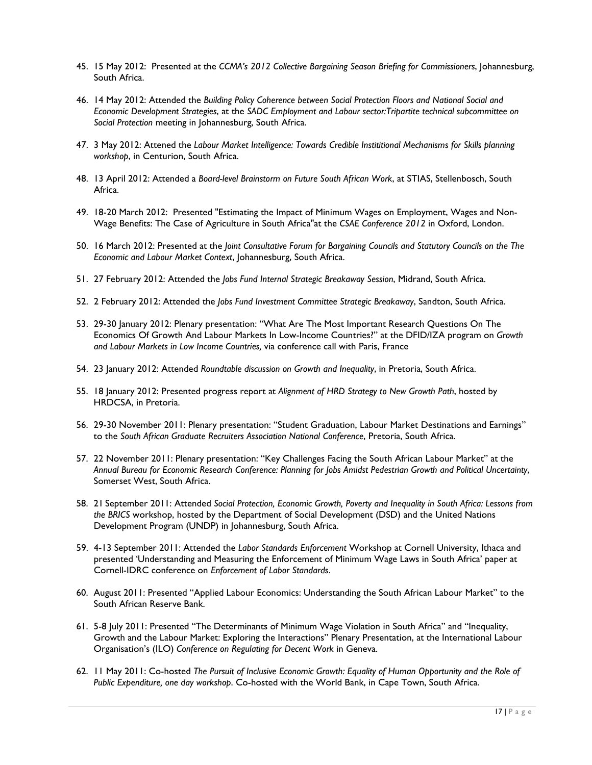45. 15 May 2012: Presented at the *CCMA's 2012 Collective Bargaining Season Briefing for Commissioners*, Johannesburg, South Africa.

46. 14 May 2012: Attended the *Building Policy Coherence between Social Protection Floors and National Social and Economic Development Strategies*, at the *SADC Employment and Labour sector:Tripartite technical subcommittee on Social Protection* meeting in Johannesburg, South Africa.

47. 3 May 2012: Attened the *Labour Market Intelligence: Towards Credible Institutional Mechanisms for Skills planning workshop*, in Centurion, South Africa.

48. 13 April 2012: Attended a *Board-level Brainstorm on Future South African Work*, at STIAS, Stellenbosch, South Africa.

49. 18-20 March 2012: Presented "Estimating the Impact of Minimum Wages on Employment, Wages and Non-Wage Benefits: The Case of Agriculture in South Africa"at the *CSAE Conference 2012* in Oxford, London.

50. 16 March 2012: Presented at the *Joint Consultative Forum for Bargaining Councils and Statutory Councils on the The Economic and Labour Market Context*, Johannesburg, South Africa.

51. 27 February 2012: Attended the *Jobs Fund Internal Strategic Breakaway Session*, Midrand, South Africa.

52. 2 February 2012: Attended the *Jobs Fund Investment Committee Strategic Breakaway*, Sandton, South Africa.

53. 29-30 January 2012: Plenary presentation: "What Are The Most Important Research Questions On The Economics Of Growth And Labour Markets In Low-Income Countries?" at the DFID/IZA program on *Growth and Labour Markets in Low Income Countries,* via conference call with Paris, France

54. 23 January 2012: Attended *Roundtable discussion on Growth and Inequality*, in Pretoria, South Africa.

55. 18 January 2012: Presented progress report at *Alignment of HRD Strategy to New Growth Path*, hosted by HRDCSA, in Pretoria.

56. 29-30 November 2011: Plenary presentation: "Student Graduation, Labour Market Destinations and Earnings" to the *South African Graduate Recruiters Association National Conference*, Pretoria, South Africa.

57. 22 November 2011: Plenary presentation: "Key Challenges Facing the South African Labour Market" at the *Annual Bureau for Economic Research Conference: Planning for Jobs Amidst Pedestrian Growth and Political Uncertainty*, Somerset West, South Africa.

58. 21 September 2011: Attended *Social Protection, Economic Growth, Poverty and Inequality in South Africa: Lessons from the BRICS* workshop, hosted by the Department of Social Development (DSD) and the United Nations Development Program (UNDP) in Johannesburg, South Africa.

59. 4-13 September 2011: Attended the *Labor Standards Enforcement* Workshop at Cornell University, Ithaca and presented 'Understanding and Measuring the Enforcement of Minimum Wage Laws in South Africa' paper at Cornell-IDRC conference on *Enforcement of Labor Standards*.

60. August 2011: Presented "Applied Labour Economics: Understanding the South African Labour Market" to the South African Reserve Bank.

61. 5-8 July 2011: Presented "The Determinants of Minimum Wage Violation in South Africa" and "Inequality, Growth and the Labour Market: Exploring the Interactions" Plenary Presentation, at the International Labour Organisation's (ILO) *Conference on Regulating for Decent Work* in Geneva.

62. 11 May 2011: Co-hosted *The Pursuit of Inclusive Economic Growth: Equality of Human Opportunity and the Role of Public Expenditure, one day workshop*. Co-hosted with the World Bank, in Cape Town, South Africa.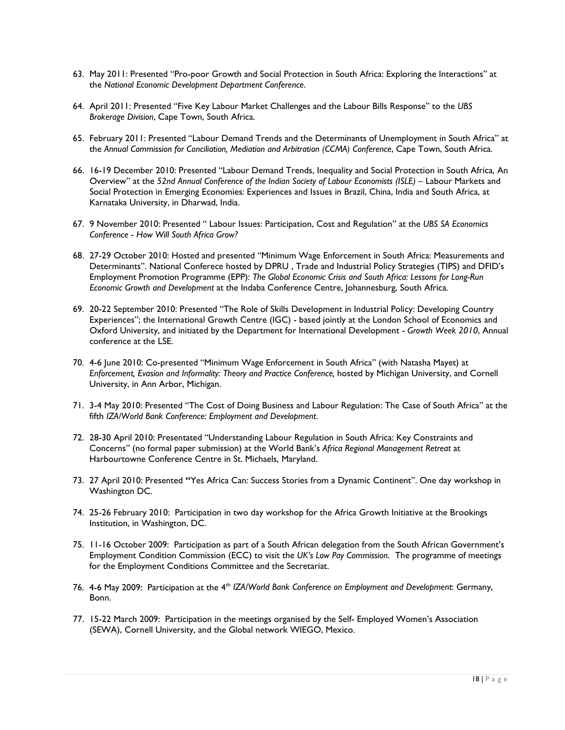63. May 2011: Presented "Pro-poor Growth and Social Protection in South Africa: Exploring the Interactions" at the *National Economic Development Department Conference*.

64. April 2011: Presented "Five Key Labour Market Challenges and the Labour Bills Response" to the *UBS Brokerage Division*, Cape Town, South Africa.

65. February 2011: Presented "Labour Demand Trends and the Determinants of Unemployment in South Africa" at the *Annual Commission for Conciliation, Mediation and Arbitration (CCMA) Conference*, Cape Town, South Africa.

66. 16-19 December 2010: Presented "Labour Demand Trends, Inequality and Social Protection in South Africa, An Overview" at the *52nd Annual Conference of the Indian Society of Labour Economists (ISLE)* – Labour Markets and Social Protection in Emerging Economies: Experiences and Issues in Brazil, China, India and South Africa, at Karnataka University, in Dharwad, India.

67. 9 November 2010: Presented " Labour Issues: Participation, Cost and Regulation" at the *UBS SA Economics Conference - How Will South Africa Grow?*

68. 27-29 October 2010: Hosted and presented "Minimum Wage Enforcement in South Africa: Measurements and Determinants". National Conferece hosted by DPRU , Trade and Industrial Policy Strategies (TIPS) and DFID's Employment Promotion Programme (EPP): *The Global Economic Crisis and South Africa: Lessons for Long-Run Economic Growth and Development* at the Indaba Conference Centre, Johannesburg, South Africa.

69. 20-22 September 2010: Presented "The Role of Skills Development in Industrial Policy: Developing Country Experiences"; the International Growth Centre (IGC) - based jointly at the London School of Economics and Oxford University, and initiated by the Department for International Development - *Growth Week 2010*, Annual conference at the LSE.

70. 4-6 June 2010: Co-presented "Minimum Wage Enforcement in South Africa" (with Natasha Mayet) at *Enforcement, Evasion and Informality: Theory and Practice Conference,* hosted by Michigan University, and Cornell University, in Ann Arbor, Michigan.

71. 3-4 May 2010: Presented "The Cost of Doing Business and Labour Regulation: The Case of South Africa" at the fifth *IZA/World Bank Conference: Employment and Development*.

72. 28-30 April 2010: Presentated "Understanding Labour Regulation in South Africa: Key Constraints and Concerns" (no formal paper submission) at the World Bank's *Africa Regional Management Retreat* at Harbourtowne Conference Centre in St. Michaels, Maryland.

73. 27 April 2010: Presented **"**Yes Africa Can: Success Stories from a Dynamic Continent". One day workshop in Washington DC.

74. 25-26 February 2010: Participation in two day workshop for the Africa Growth Initiative at the Brookings Institution, in Washington, DC.

75. 11-16 October 2009: Participation as part of a South African delegation from the South African Government's Employment Condition Commission (ECC) to visit the *UK's Low Pay Commission*. The programme of meetings for the Employment Conditions Committee and the Secretariat.

76. 4-6 May 2009: Participation at the 4th *IZA/World Bank Conference on Employment and Development:* Germany, Bonn.

77. 15-22 March 2009: Participation in the meetings organised by the Self- Employed Women's Association (SEWA), Cornell University, and the Global network WIEGO, Mexico.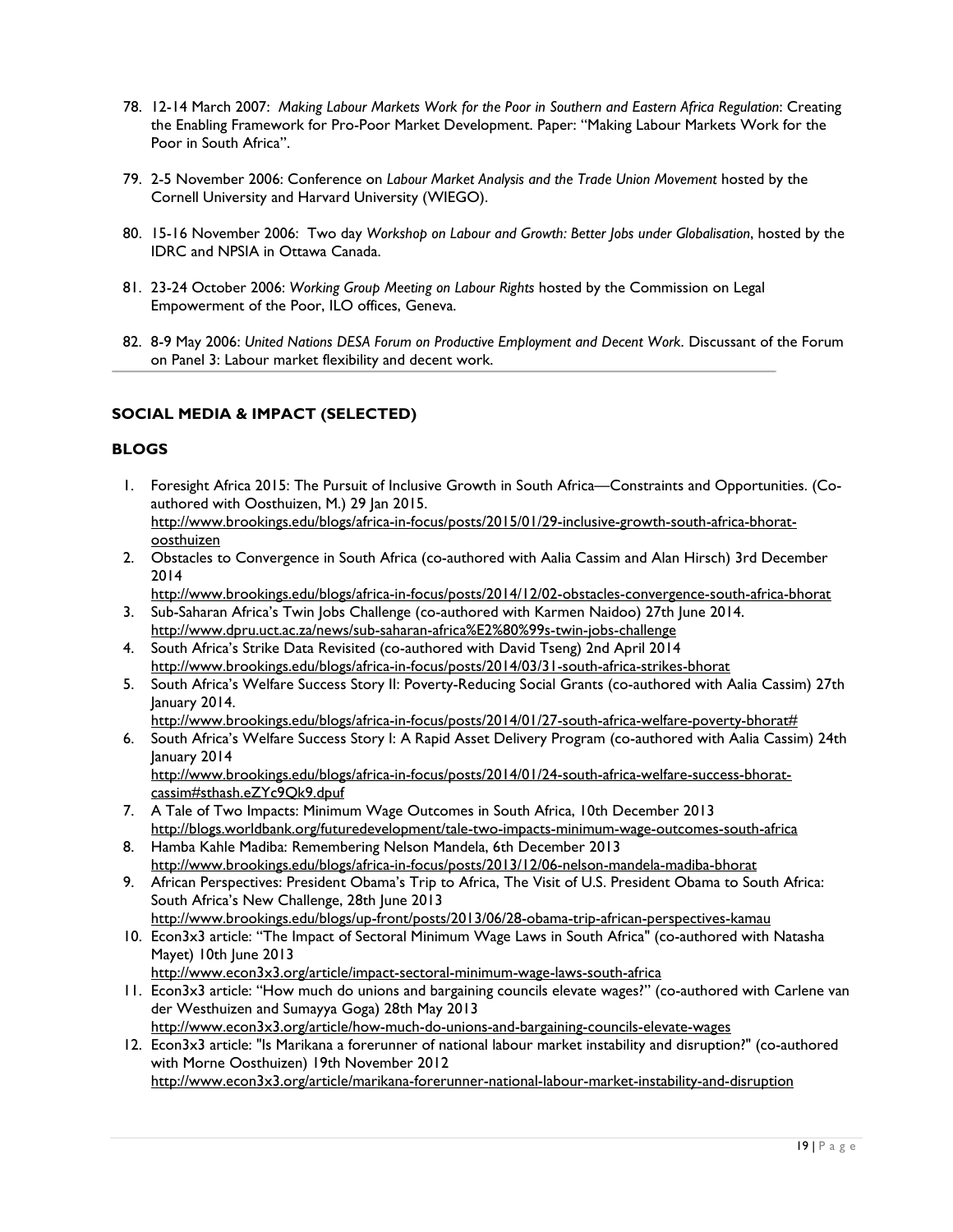78. 12-14 March 2007: *Making Labour Markets Work for the Poor in Southern and Eastern Africa Regulation*: Creating the Enabling Framework for Pro-Poor Market Development. Paper: "Making Labour Markets Work for the Poor in South Africa".

79. 2-5 November 2006: Conference on *Labour Market Analysis and the Trade Union Movement* hosted by the Cornell University and Harvard University (WIEGO).

80. 15-16 November 2006: Two day *Workshop on Labour and Growth: Better Jobs under Globalisation*, hosted by the IDRC and NPSIA in Ottawa Canada.

81. 23-24 October 2006: *Working Group Meeting on Labour Rights* hosted by the Commission on Legal Empowerment of the Poor, ILO offices, Geneva.

82. 8-9 May 2006: *United Nations DESA Forum on Productive Employment and Decent Work*. Discussant of the Forum on Panel 3: Labour market flexibility and decent work.

## SOCIAL MEDIA & IMPACT (SELECTED)

### BLOGS

1. Foresight Africa 2015: The Pursuit of Inclusive Growth in South Africa—Constraints and Opportunities. (Co-authored with Oosthuizen, M.) 29 Jan 2015. http://www.brookings.edu/blogs/africa-in-focus/posts/2015/01/29-inclusive-growth-south-africa-bhorat-oosthuizen
2. Obstacles to Convergence in South Africa (co-authored with Aalia Cassim and Alan Hirsch) 3rd December 2014 http://www.brookings.edu/blogs/africa-in-focus/posts/2014/12/02-obstacles-convergence-south-africa-bhorat
3. Sub-Saharan Africa's Twin Jobs Challenge (co-authored with Karmen Naidoo) 27th June 2014. http://www.dpru.uct.ac.za/news/sub-saharan-africa%E2%80%99s-twin-jobs-challenge
4. South Africa's Strike Data Revisited (co-authored with David Tseng) 2nd April 2014 http://www.brookings.edu/blogs/africa-in-focus/posts/2014/03/31-south-africa-strikes-bhorat
5. South Africa's Welfare Success Story II: Poverty-Reducing Social Grants (co-authored with Aalia Cassim) 27th January 2014. http://www.brookings.edu/blogs/africa-in-focus/posts/2014/01/27-south-africa-welfare-poverty-bhorat#
6. South Africa's Welfare Success Story I: A Rapid Asset Delivery Program (co-authored with Aalia Cassim) 24th January 2014 http://www.brookings.edu/blogs/africa-in-focus/posts/2014/01/24-south-africa-welfare-success-bhorat-cassim#sthash.eZYc9Qk9.dpuf
7. A Tale of Two Impacts: Minimum Wage Outcomes in South Africa, 10th December 2013 http://blogs.worldbank.org/futuredevelopment/tale-two-impacts-minimum-wage-outcomes-south-africa
8. Hamba Kahle Madiba: Remembering Nelson Mandela, 6th December 2013 http://www.brookings.edu/blogs/africa-in-focus/posts/2013/12/06-nelson-mandela-madiba-bhorat
9. African Perspectives: President Obama's Trip to Africa, The Visit of U.S. President Obama to South Africa: South Africa's New Challenge, 28th June 2013 http://www.brookings.edu/blogs/up-front/posts/2013/06/28-obama-trip-african-perspectives-kamau
10. Econ3x3 article: "The Impact of Sectoral Minimum Wage Laws in South Africa" (co-authored with Natasha Mayet) 10th June 2013 http://www.econ3x3.org/article/impact-sectoral-minimum-wage-laws-south-africa
11. Econ3x3 article: "How much do unions and bargaining councils elevate wages?" (co-authored with Carlene van der Westhuizen and Sumayya Goga) 28th May 2013 http://www.econ3x3.org/article/how-much-do-unions-and-bargaining-councils-elevate-wages
12. Econ3x3 article: "Is Marikana a forerunner of national labour market instability and disruption?" (co-authored with Morne Oosthuizen) 19th November 2012 http://www.econ3x3.org/article/marikana-forerunner-national-labour-market-instability-and-disruption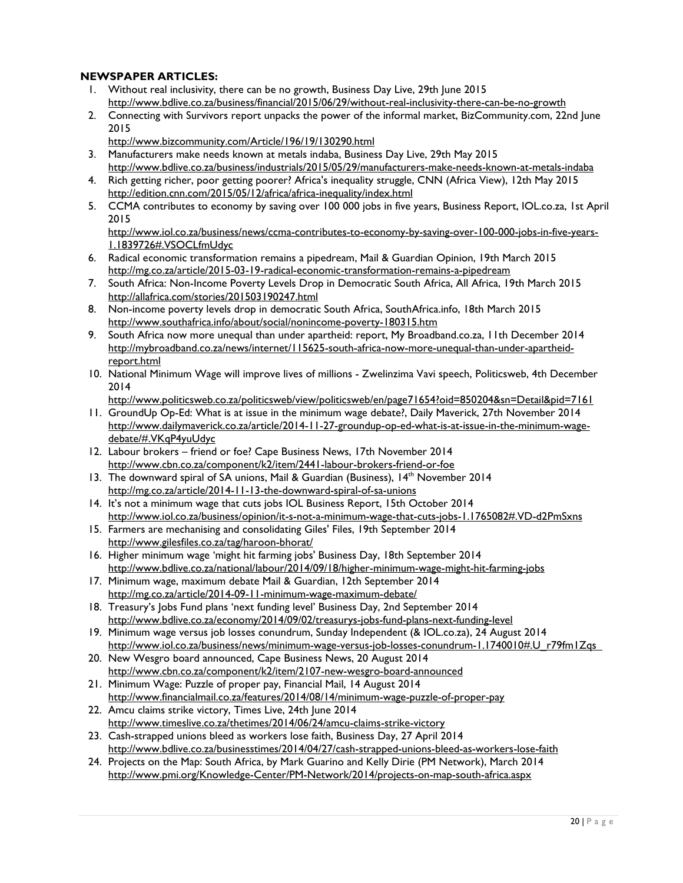**NEWSPAPER ARTICLES:**

1. Without real inclusivity, there can be no growth, Business Day Live, 29th June 2015
   http://www.bdlive.co.za/business/financial/2015/06/29/without-real-inclusivity-there-can-be-no-growth
2. Connecting with Survivors report unpacks the power of the informal market, BizCommunity.com, 22nd June 2015
   http://www.bizcommunity.com/Article/196/19/130290.html
3. Manufacturers make needs known at metals indaba, Business Day Live, 29th May 2015
   http://www.bdlive.co.za/business/industrials/2015/05/29/manufacturers-make-needs-known-at-metals-indaba
4. Rich getting richer, poor getting poorer? Africa's inequality struggle, CNN (Africa View), 12th May 2015
   http://edition.cnn.com/2015/05/12/africa/africa-inequality/index.html
5. CCMA contributes to economy by saving over 100 000 jobs in five years, Business Report, IOL.co.za, 1st April 2015
   http://www.iol.co.za/business/news/ccma-contributes-to-economy-by-saving-over-100-000-jobs-in-five-years-1.1839726#.VSOCLfmUdyc
6. Radical economic transformation remains a pipedream, Mail & Guardian Opinion, 19th March 2015
   http://mg.co.za/article/2015-03-19-radical-economic-transformation-remains-a-pipedream
7. South Africa: Non-Income Poverty Levels Drop in Democratic South Africa, All Africa, 19th March 2015
   http://allafrica.com/stories/201503190247.html
8. Non-income poverty levels drop in democratic South Africa, SouthAfrica.info, 18th March 2015
   http://www.southafrica.info/about/social/nonincome-poverty-180315.htm
9. South Africa now more unequal than under apartheid: report, My Broadband.co.za, 11th December 2014
   http://mybroadband.co.za/news/internet/115625-south-africa-now-more-unequal-than-under-apartheid-report.html
10. National Minimum Wage will improve lives of millions - Zwelinzima Vavi speech, Politicsweb, 4th December 2014
    http://www.politicsweb.co.za/politicsweb/view/politicsweb/en/page71654?oid=850204&sn=Detail&pid=7161
11. GroundUp Op-Ed: What is at issue in the minimum wage debate?, Daily Maverick, 27th November 2014
    http://www.dailymaverick.co.za/article/2014-11-27-groundup-op-ed-what-is-at-issue-in-the-minimum-wage-debate/#.VKqP4yuUdyc
12. Labour brokers – friend or foe? Cape Business News, 17th November 2014
    http://www.cbn.co.za/component/k2/item/2441-labour-brokers-friend-or-foe
13. The downward spiral of SA unions, Mail & Guardian (Business), 14th November 2014
    http://mg.co.za/article/2014-11-13-the-downward-spiral-of-sa-unions
14. It's not a minimum wage that cuts jobs IOL Business Report, 15th October 2014
    http://www.iol.co.za/business/opinion/it-s-not-a-minimum-wage-that-cuts-jobs-1.1765082#.VD-d2PmSxns
15. Farmers are mechanising and consolidating Giles' Files, 19th September 2014
    http://www.gilesfiles.co.za/tag/haroon-bhorat/
16. Higher minimum wage 'might hit farming jobs' Business Day, 18th September 2014
    http://www.bdlive.co.za/national/labour/2014/09/18/higher-minimum-wage-might-hit-farming-jobs
17. Minimum wage, maximum debate Mail & Guardian, 12th September 2014
    http://mg.co.za/article/2014-09-11-minimum-wage-maximum-debate/
18. Treasury's Jobs Fund plans 'next funding level' Business Day, 2nd September 2014
    http://www.bdlive.co.za/economy/2014/09/02/treasurys-jobs-fund-plans-next-funding-level
19. Minimum wage versus job losses conundrum, Sunday Independent (& IOL.co.za), 24 August 2014
    http://www.iol.co.za/business/news/minimum-wage-versus-job-losses-conundrum-1.1740010#.U_r79fm1Zqs
20. New Wesgro board announced, Cape Business News, 20 August 2014
    http://www.cbn.co.za/component/k2/item/2107-new-wesgro-board-announced
21. Minimum Wage: Puzzle of proper pay, Financial Mail, 14 August 2014
    http://www.financialmail.co.za/features/2014/08/14/minimum-wage-puzzle-of-proper-pay
22. Amcu claims strike victory, Times Live, 24th June 2014
    http://www.timeslive.co.za/thetimes/2014/06/24/amcu-claims-strike-victory
23. Cash-strapped unions bleed as workers lose faith, Business Day, 27 April 2014
    http://www.bdlive.co.za/businesstimes/2014/04/27/cash-strapped-unions-bleed-as-workers-lose-faith
24. Projects on the Map: South Africa, by Mark Guarino and Kelly Dirie (PM Network), March 2014
    http://www.pmi.org/Knowledge-Center/PM-Network/2014/projects-on-map-south-africa.aspx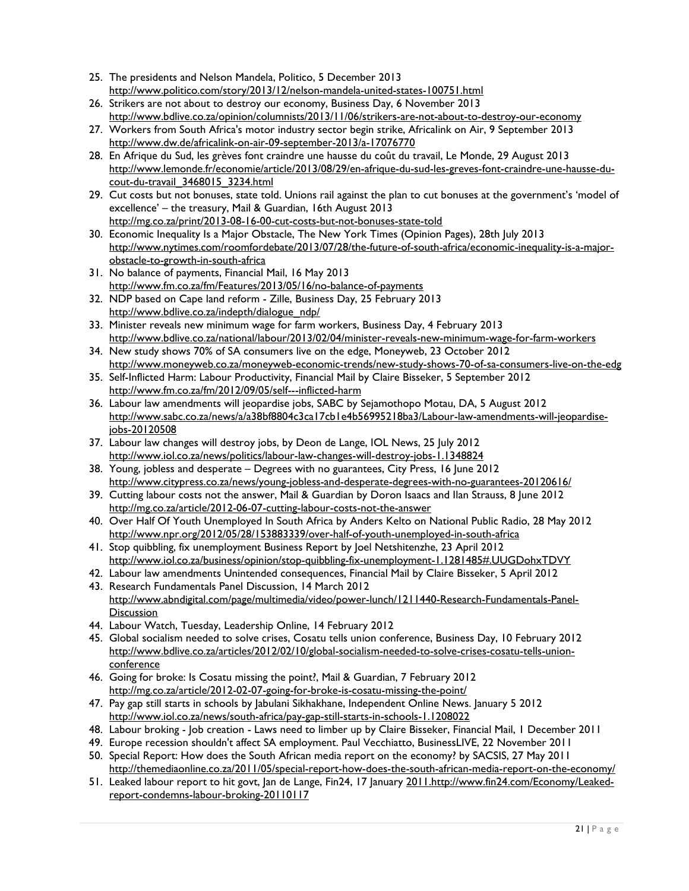25. The presidents and Nelson Mandela, Politico, 5 December 2013
http://www.politico.com/story/2013/12/nelson-mandela-united-states-100751.html
26. Strikers are not about to destroy our economy, Business Day, 6 November 2013
http://www.bdlive.co.za/opinion/columnists/2013/11/06/strikers-are-not-about-to-destroy-our-economy
27. Workers from South Africa's motor industry sector begin strike, Africalink on Air, 9 September 2013
http://www.dw.de/africalink-on-air-09-september-2013/a-17076770
28. En Afrique du Sud, les grèves font craindre une hausse du coût du travail, Le Monde, 29 August 2013
http://www.lemonde.fr/economie/article/2013/08/29/en-afrique-du-sud-les-greves-font-craindre-une-hausse-du-cout-du-travail_3468015_3234.html
29. Cut costs but not bonuses, state told. Unions rail against the plan to cut bonuses at the government's 'model of excellence' – the treasury, Mail & Guardian, 16th August 2013
http://mg.co.za/print/2013-08-16-00-cut-costs-but-not-bonuses-state-told
30. Economic Inequality Is a Major Obstacle, The New York Times (Opinion Pages), 28th July 2013
http://www.nytimes.com/roomfordebate/2013/07/28/the-future-of-south-africa/economic-inequality-is-a-major-obstacle-to-growth-in-south-africa
31. No balance of payments, Financial Mail, 16 May 2013
http://www.fm.co.za/fm/Features/2013/05/16/no-balance-of-payments
32. NDP based on Cape land reform - Zille, Business Day, 25 February 2013
http://www.bdlive.co.za/indepth/dialogue_ndp/
33. Minister reveals new minimum wage for farm workers, Business Day, 4 February 2013
http://www.bdlive.co.za/national/labour/2013/02/04/minister-reveals-new-minimum-wage-for-farm-workers
34. New study shows 70% of SA consumers live on the edge, Moneyweb, 23 October 2012
http://www.moneyweb.co.za/moneyweb-economic-trends/new-study-shows-70-of-sa-consumers-live-on-the-edg
35. Self-Inflicted Harm: Labour Productivity, Financial Mail by Claire Bisseker, 5 September 2012
http://www.fm.co.za/fm/2012/09/05/self---inflicted-harm
36. Labour law amendments will jeopardise jobs, SABC by Sejamothopo Motau, DA, 5 August 2012
http://www.sabc.co.za/news/a/a38bf8804c3ca17cb1e4b56995218ba3/Labour-law-amendments-will-jeopardise-jobs-20120508
37. Labour law changes will destroy jobs, by Deon de Lange, IOL News, 25 July 2012
http://www.iol.co.za/news/politics/labour-law-changes-will-destroy-jobs-1.1348824
38. Young, jobless and desperate – Degrees with no guarantees, City Press, 16 June 2012
http://www.citypress.co.za/news/young-jobless-and-desperate-degrees-with-no-guarantees-20120616/
39. Cutting labour costs not the answer, Mail & Guardian by Doron Isaacs and Ilan Strauss, 8 June 2012
http://mg.co.za/article/2012-06-07-cutting-labour-costs-not-the-answer
40. Over Half Of Youth Unemployed In South Africa by Anders Kelto on National Public Radio, 28 May 2012
http://www.npr.org/2012/05/28/153883339/over-half-of-youth-unemployed-in-south-africa
41. Stop quibbling, fix unemployment Business Report by Joel Netshitenzhe, 23 April 2012
http://www.iol.co.za/business/opinion/stop-quibbling-fix-unemployment-1.1281485#.UUGDohxTDVY
42. Labour law amendments Unintended consequences, Financial Mail by Claire Bisseker, 5 April 2012
43. Research Fundamentals Panel Discussion, 14 March 2012
http://www.abndigital.com/page/multimedia/video/power-lunch/1211440-Research-Fundamentals-Panel-Discussion
44. Labour Watch, Tuesday, Leadership Online, 14 February 2012
45. Global socialism needed to solve crises, Cosatu tells union conference, Business Day, 10 February 2012
http://www.bdlive.co.za/articles/2012/02/10/global-socialism-needed-to-solve-crises-cosatu-tells-union-conference
46. Going for broke: Is Cosatu missing the point?, Mail & Guardian, 7 February 2012
http://mg.co.za/article/2012-02-07-going-for-broke-is-cosatu-missing-the-point/
47. Pay gap still starts in schools by Jabulani Sikhakhane, Independent Online News. January 5 2012
http://www.iol.co.za/news/south-africa/pay-gap-still-starts-in-schools-1.1208022
48. Labour broking - Job creation - Laws need to limber up by Claire Bisseker, Financial Mail, 1 December 2011
49. Europe recession shouldn't affect SA employment. Paul Vecchiatto, BusinessLIVE, 22 November 2011
50. Special Report: How does the South African media report on the economy? by SACSIS, 27 May 2011
http://themediaonline.co.za/2011/05/special-report-how-does-the-south-african-media-report-on-the-economy/
51. Leaked labour report to hit govt, Jan de Lange, Fin24, 17 January 2011.http://www.fin24.com/Economy/Leaked-report-condemns-labour-broking-20110117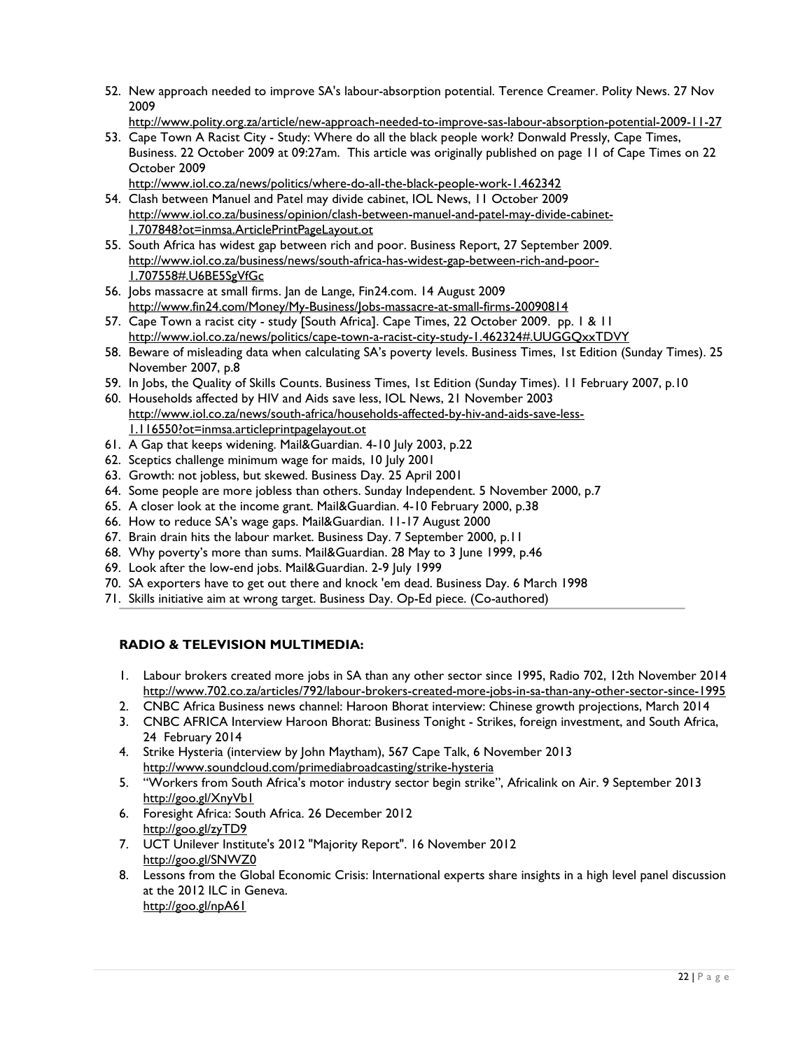52. New approach needed to improve SA's labour-absorption potential. Terence Creamer. Polity News. 27 Nov 2009
    http://www.polity.org.za/article/new-approach-needed-to-improve-sas-labour-absorption-potential-2009-11-27
53. Cape Town A Racist City - Study: Where do all the black people work? Donwald Pressly, Cape Times, Business. 22 October 2009 at 09:27am. This article was originally published on page 11 of Cape Times on 22 October 2009
    http://www.iol.co.za/news/politics/where-do-all-the-black-people-work-1.462342
54. Clash between Manuel and Patel may divide cabinet, IOL News, 11 October 2009
    http://www.iol.co.za/business/opinion/clash-between-manuel-and-patel-may-divide-cabinet-1.707848?ot=inmsa.ArticlePrintPageLayout.ot
55. South Africa has widest gap between rich and poor. Business Report, 27 September 2009.
    http://www.iol.co.za/business/news/south-africa-has-widest-gap-between-rich-and-poor-1.707558#.U6BE5SgVfGc
56. Jobs massacre at small firms. Jan de Lange, Fin24.com. 14 August 2009
    http://www.fin24.com/Money/My-Business/Jobs-massacre-at-small-firms-20090814
57. Cape Town a racist city - study [South Africa]. Cape Times, 22 October 2009. pp. 1 & 11
    http://www.iol.co.za/news/politics/cape-town-a-racist-city-study-1.462324#.UUGGQxxTDVY
58. Beware of misleading data when calculating SA's poverty levels. Business Times, 1st Edition (Sunday Times). 25 November 2007, p.8
59. In Jobs, the Quality of Skills Counts. Business Times, 1st Edition (Sunday Times). 11 February 2007, p.10
60. Households affected by HIV and Aids save less, IOL News, 21 November 2003
    http://www.iol.co.za/news/south-africa/households-affected-by-hiv-and-aids-save-less-1.116550?ot=inmsa.articleprintpagelayout.ot
61. A Gap that keeps widening. Mail&Guardian. 4-10 July 2003, p.22
62. Sceptics challenge minimum wage for maids, 10 July 2001
63. Growth: not jobless, but skewed. Business Day. 25 April 2001
64. Some people are more jobless than others. Sunday Independent. 5 November 2000, p.7
65. A closer look at the income grant. Mail&Guardian. 4-10 February 2000, p.38
66. How to reduce SA's wage gaps. Mail&Guardian. 11-17 August 2000
67. Brain drain hits the labour market. Business Day. 7 September 2000, p.11
68. Why poverty's more than sums. Mail&Guardian. 28 May to 3 June 1999, p.46
69. Look after the low-end jobs. Mail&Guardian. 2-9 July 1999
70. SA exporters have to get out there and knock 'em dead. Business Day. 6 March 1998
71. Skills initiative aim at wrong target. Business Day. Op-Ed piece. (Co-authored)

## RADIO & TELEVISION MULTIMEDIA:

1. Labour brokers created more jobs in SA than any other sector since 1995, Radio 702, 12th November 2014
   http://www.702.co.za/articles/792/labour-brokers-created-more-jobs-in-sa-than-any-other-sector-since-1995
2. CNBC Africa Business news channel: Haroon Bhorat interview: Chinese growth projections, March 2014
3. CNBC AFRICA Interview Haroon Bhorat: Business Tonight - Strikes, foreign investment, and South Africa, 24 February 2014
4. Strike Hysteria (interview by John Maytham), 567 Cape Talk, 6 November 2013
   http://www.soundcloud.com/primediabroadcasting/strike-hysteria
5. "Workers from South Africa's motor industry sector begin strike", Africalink on Air. 9 September 2013
   http://goo.gl/XnyVb1
6. Foresight Africa: South Africa. 26 December 2012
   http://goo.gl/zyTD9
7. UCT Unilever Institute's 2012 "Majority Report". 16 November 2012
   http://goo.gl/SNWZ0
8. Lessons from the Global Economic Crisis: International experts share insights in a high level panel discussion at the 2012 ILC in Geneva.
   http://goo.gl/npA61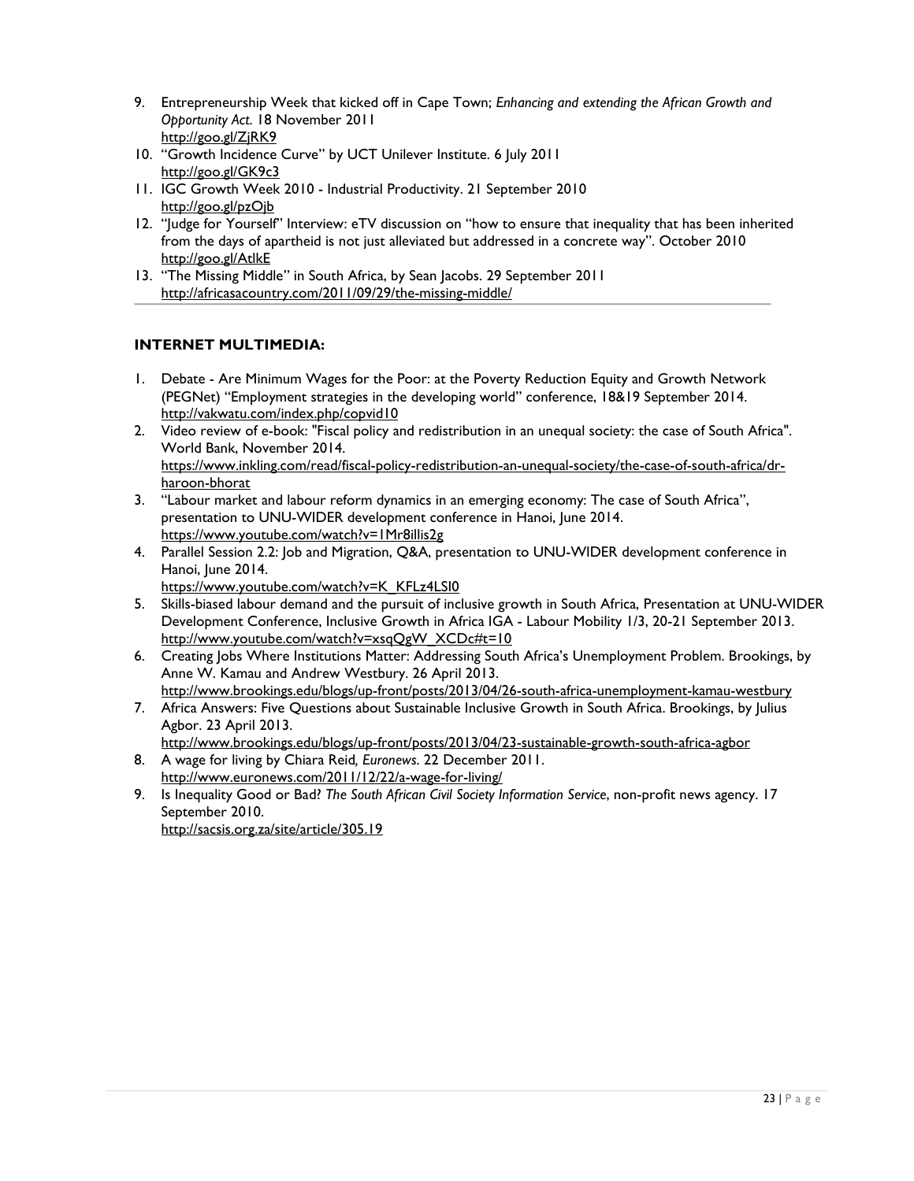9. Entrepreneurship Week that kicked off in Cape Town; *Enhancing and extending the African Growth and Opportunity Act*. 18 November 2011
   http://goo.gl/ZjRK9
10. "Growth Incidence Curve" by UCT Unilever Institute. 6 July 2011
    http://goo.gl/GK9c3
11. IGC Growth Week 2010 - Industrial Productivity. 21 September 2010
    http://goo.gl/pzOjb
12. "Judge for Yourself" Interview: eTV discussion on "how to ensure that inequality that has been inherited from the days of apartheid is not just alleviated but addressed in a concrete way". October 2010
    http://goo.gl/AtlkE
13. "The Missing Middle" in South Africa, by Sean Jacobs. 29 September 2011
    http://africasacountry.com/2011/09/29/the-missing-middle/

### INTERNET MULTIMEDIA:

1. Debate - Are Minimum Wages for the Poor: at the Poverty Reduction Equity and Growth Network (PEGNet) "Employment strategies in the developing world" conference, 18&19 September 2014.
   http://vakwatu.com/index.php/copvid10
2. Video review of e-book: "Fiscal policy and redistribution in an unequal society: the case of South Africa". World Bank, November 2014.
   https://www.inkling.com/read/fiscal-policy-redistribution-an-unequal-society/the-case-of-south-africa/dr-haroon-bhorat
3. "Labour market and labour reform dynamics in an emerging economy: The case of South Africa", presentation to UNU-WIDER development conference in Hanoi, June 2014.
   https://www.youtube.com/watch?v=1Mr8illis2g
4. Parallel Session 2.2: Job and Migration, Q&A, presentation to UNU-WIDER development conference in Hanoi, June 2014.
   https://www.youtube.com/watch?v=K_KFLz4LSl0
5. Skills-biased labour demand and the pursuit of inclusive growth in South Africa, Presentation at UNU-WIDER Development Conference, Inclusive Growth in Africa IGA - Labour Mobility 1/3, 20-21 September 2013.
   http://www.youtube.com/watch?v=xsqQgW_XCDc#t=10
6. Creating Jobs Where Institutions Matter: Addressing South Africa's Unemployment Problem. Brookings, by Anne W. Kamau and Andrew Westbury. 26 April 2013.
   http://www.brookings.edu/blogs/up-front/posts/2013/04/26-south-africa-unemployment-kamau-westbury
7. Africa Answers: Five Questions about Sustainable Inclusive Growth in South Africa. Brookings, by Julius Agbor. 23 April 2013.
   http://www.brookings.edu/blogs/up-front/posts/2013/04/23-sustainable-growth-south-africa-agbor
8. A wage for living by Chiara Reid*, Euronews*. 22 December 2011.
   http://www.euronews.com/2011/12/22/a-wage-for-living/
9. Is Inequality Good or Bad? *The South African Civil Society Information Service*, non-profit news agency. 17 September 2010.
   http://sacsis.org.za/site/article/305.19